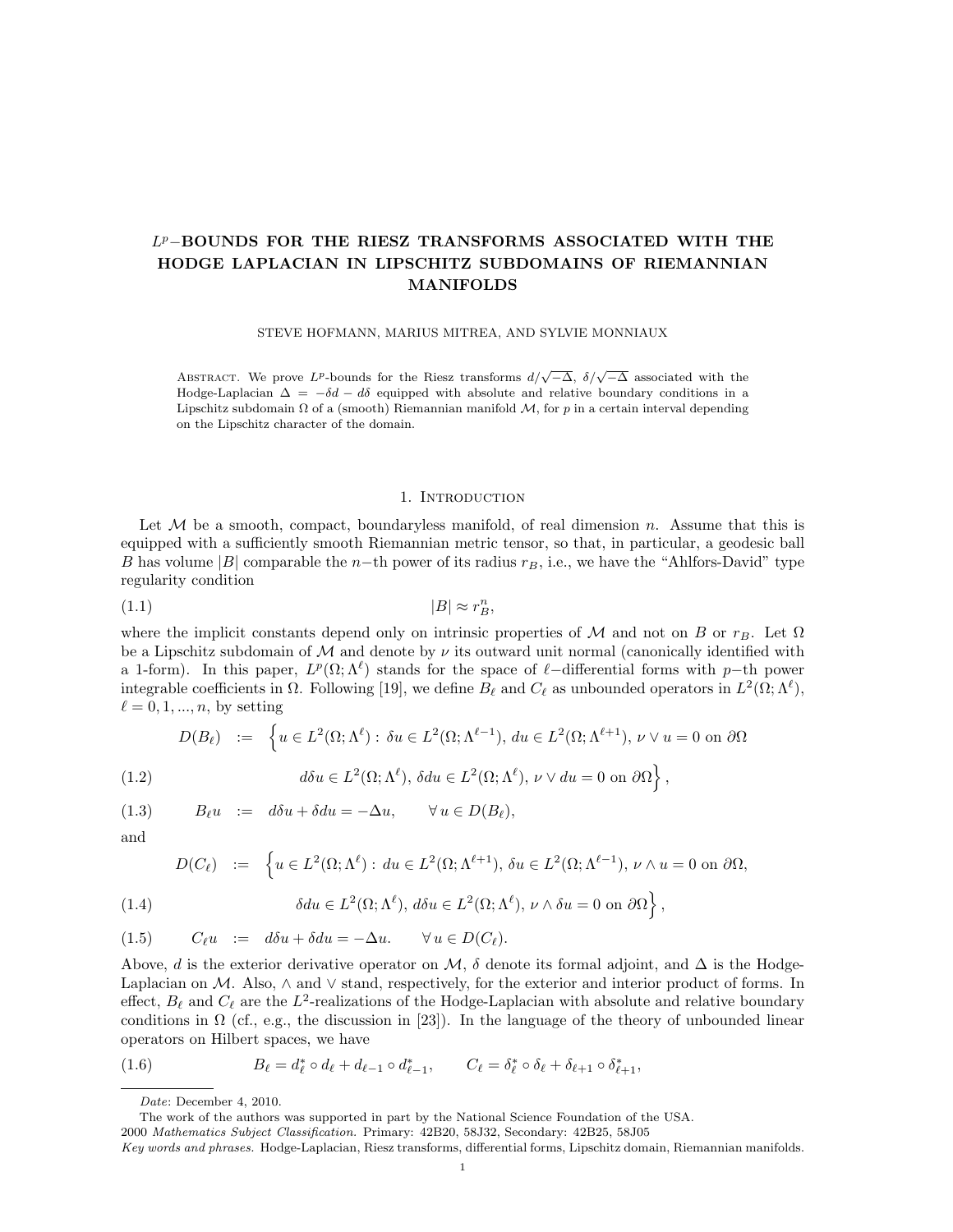# $L^p$–BOUNDS FOR THE RIESZ TRANSFORMS ASSOCIATED WITH THE HODGE LAPLACIAN IN LIPSCHITZ SUBDOMAINS OF RIEMANNIAN MANIFOLDS

STEVE HOFMANN, MARIUS MITREA, AND SYLVIE MONNIAUX

ABSTRACT. We prove $L^p$-bounds for the Riesz transforms $d/\sqrt{-\Delta}$, $\delta/\sqrt{-\Delta}$ associated with the Hodge-Laplacian $\Delta = -\delta d - d\delta$ equipped with absolute and relative boundary conditions in a Lipschitz subdomain $\Omega$ of a (smooth) Riemannian manifold $\mathcal{M}$, for $p$ in a certain interval depending on the Lipschitz character of the domain.

## 1. Introduction

Let $\mathcal{M}$ be a smooth, compact, boundaryless manifold, of real dimension $n$. Assume that this is equipped with a sufficiently smooth Riemannian metric tensor, so that, in particular, a geodesic ball $B$ has volume $|B|$ comparable the $n$−th power of its radius $r_B$, i.e., we have the "Ahlfors-David" type regularity condition

$$|B| \approx r_B^n, \tag{1.1}$$

where the implicit constants depend only on intrinsic properties of $\mathcal{M}$ and not on $B$ or $r_B$. Let $\Omega$ be a Lipschitz subdomain of $\mathcal{M}$ and denote by $\nu$ its outward unit normal (canonically identified with a 1-form). In this paper, $L^p(\Omega;\Lambda^\ell)$ stands for the space of $\ell$−differential forms with $p$−th power integrable coefficients in $\Omega$. Following [19], we define $B_\ell$ and $C_\ell$ as unbounded operators in $L^2(\Omega;\Lambda^\ell)$, $\ell = 0, 1, ..., n$, by setting

$$\begin{aligned} D(B_\ell) \;:=\; \Big\{ & u \in L^2(\Omega;\Lambda^\ell) : \delta u \in L^2(\Omega;\Lambda^{\ell-1}),\ du \in L^2(\Omega;\Lambda^{\ell+1}),\ \nu \vee u = 0 \text{ on } \partial\Omega \\ & d\delta u \in L^2(\Omega;\Lambda^\ell),\ \delta du \in L^2(\Omega;\Lambda^\ell),\ \nu \vee du = 0 \text{ on } \partial\Omega \Big\}, \end{aligned} \tag{1.2}$$

$$B_\ell u \;:=\; d\delta u + \delta du = -\Delta u, \qquad \forall\, u \in D(B_\ell), \tag{1.3}$$

and

$$\begin{aligned} D(C_\ell) \;:=\; \Big\{ & u \in L^2(\Omega;\Lambda^\ell) : du \in L^2(\Omega;\Lambda^{\ell+1}),\ \delta u \in L^2(\Omega;\Lambda^{\ell-1}),\ \nu \wedge u = 0 \text{ on } \partial\Omega, \\ & \delta du \in L^2(\Omega;\Lambda^\ell),\ d\delta u \in L^2(\Omega;\Lambda^\ell),\ \nu \wedge \delta u = 0 \text{ on } \partial\Omega \Big\}, \end{aligned} \tag{1.4}$$

$$C_\ell u \;:=\; d\delta u + \delta du = -\Delta u. \qquad \forall\, u \in D(C_\ell). \tag{1.5}$$

Above, $d$ is the exterior derivative operator on $\mathcal{M}$, $\delta$ denote its formal adjoint, and $\Delta$ is the Hodge-Laplacian on $\mathcal{M}$. Also, $\wedge$ and $\vee$ stand, respectively, for the exterior and interior product of forms. In effect, $B_\ell$ and $C_\ell$ are the $L^2$-realizations of the Hodge-Laplacian with absolute and relative boundary conditions in $\Omega$ (cf., e.g., the discussion in [23]). In the language of the theory of unbounded linear operators on Hilbert spaces, we have

$$B_\ell = d_\ell^* \circ d_\ell + d_{\ell-1} \circ d_{\ell-1}^*, \qquad C_\ell = \delta_\ell^* \circ \delta_\ell + \delta_{\ell+1} \circ \delta_{\ell+1}^*, \tag{1.6}$$

---

*Date*: December 4, 2010.

The work of the authors was supported in part by the National Science Foundation of the USA.

2000 *Mathematics Subject Classification.* Primary: 42B20, 58J32, Secondary: 42B25, 58J05

*Key words and phrases.* Hodge-Laplacian, Riesz transforms, differential forms, Lipschitz domain, Riemannian manifolds.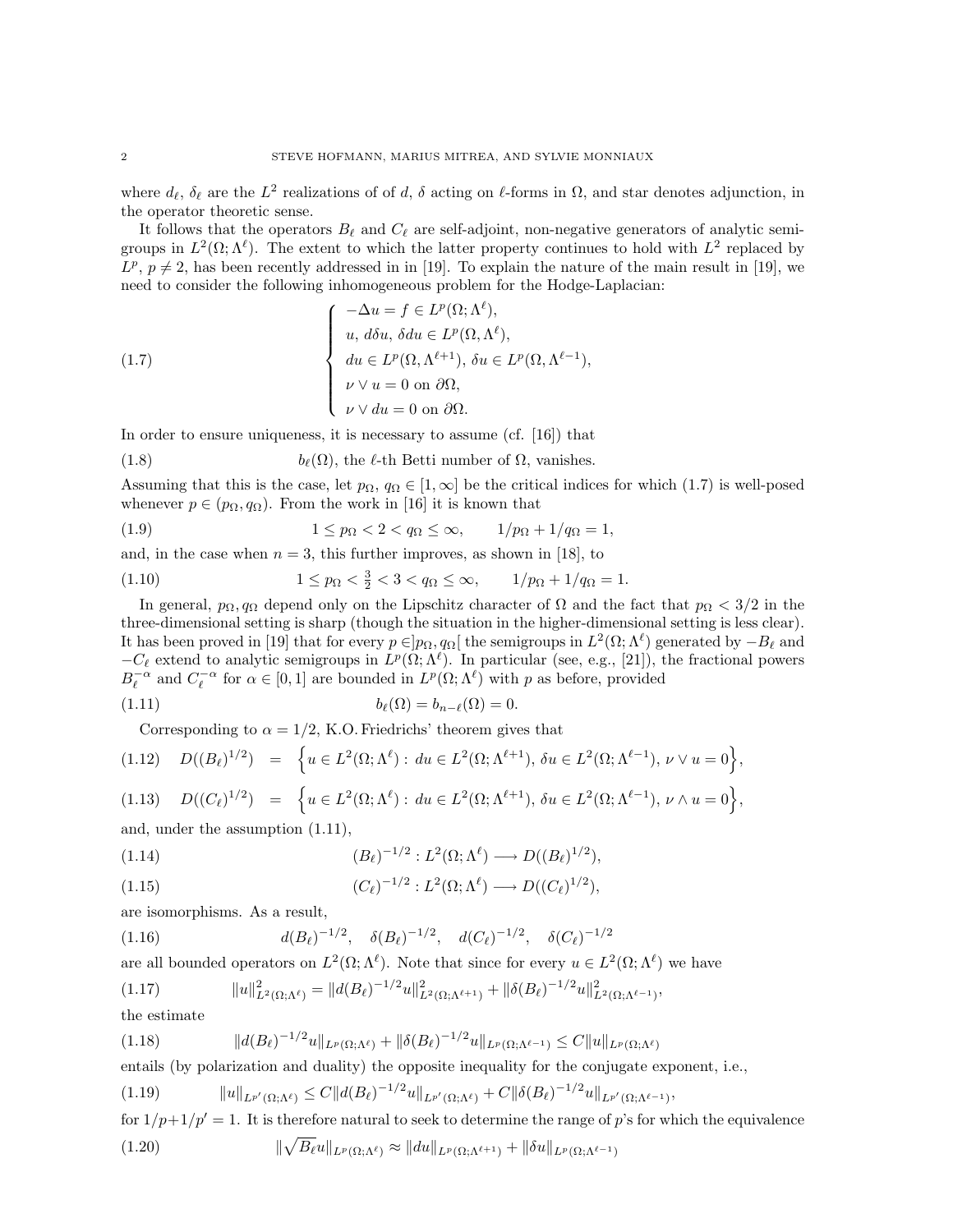where $d_\ell$, $\delta_\ell$ are the $L^2$ realizations of of $d$, $\delta$ acting on $\ell$-forms in $\Omega$, and star denotes adjunction, in the operator theoretic sense.

It follows that the operators $B_\ell$ and $C_\ell$ are self-adjoint, non-negative generators of analytic semigroups in $L^2(\Omega;\Lambda^\ell)$. The extent to which the latter property continues to hold with $L^2$ replaced by $L^p$, $p\neq 2$, has been recently addressed in in [19]. To explain the nature of the main result in [19], we need to consider the following inhomogeneous problem for the Hodge-Laplacian:

$$
\left\{
\begin{array}{l}
-\Delta u = f \in L^p(\Omega;\Lambda^\ell),\\
u,\, d\delta u,\, \delta d u \in L^p(\Omega,\Lambda^\ell),\\
du \in L^p(\Omega,\Lambda^{\ell+1}),\ \delta u \in L^p(\Omega,\Lambda^{\ell-1}),\\
\nu \vee u = 0 \text{ on } \partial\Omega,\\
\nu \vee du = 0 \text{ on } \partial\Omega.
\end{array}
\right.
\tag{1.7}
$$

In order to ensure uniqueness, it is necessary to assume (cf. [16]) that

$$
b_\ell(\Omega),\ \text{the } \ell\text{-th Betti number of } \Omega, \text{ vanishes.}
\tag{1.8}
$$

Assuming that this is the case, let $p_\Omega$, $q_\Omega \in [1,\infty]$ be the critical indices for which (1.7) is well-posed whenever $p\in(p_\Omega,q_\Omega)$. From the work in [16] it is known that

$$
1\leq p_\Omega < 2 < q_\Omega \leq \infty, \qquad 1/p_\Omega + 1/q_\Omega = 1,
\tag{1.9}
$$

and, in the case when $n=3$, this further improves, as shown in [18], to

$$
1\leq p_\Omega < \tfrac{3}{2} < 3 < q_\Omega \leq \infty, \qquad 1/p_\Omega + 1/q_\Omega = 1.
\tag{1.10}
$$

In general, $p_\Omega, q_\Omega$ depend only on the Lipschitz character of $\Omega$ and the fact that $p_\Omega < 3/2$ in the three-dimensional setting is sharp (though the situation in the higher-dimensional setting is less clear). It has been proved in [19] that for every $p\in ]p_\Omega, q_\Omega[$ the semigroups in $L^2(\Omega;\Lambda^\ell)$ generated by $-B_\ell$ and $-C_\ell$ extend to analytic semigroups in $L^p(\Omega;\Lambda^\ell)$. In particular (see, e.g., [21]), the fractional powers $B_\ell^{-\alpha}$ and $C_\ell^{-\alpha}$ for $\alpha\in[0,1]$ are bounded in $L^p(\Omega;\Lambda^\ell)$ with $p$ as before, provided

$$
b_\ell(\Omega) = b_{n-\ell}(\Omega) = 0.
\tag{1.11}
$$

Corresponding to $\alpha = 1/2$, K.O. Friedrichs' theorem gives that

$$
D((B_\ell)^{1/2}) = \Big\{u\in L^2(\Omega;\Lambda^\ell):\ du\in L^2(\Omega;\Lambda^{\ell+1}),\ \delta u \in L^2(\Omega;\Lambda^{\ell-1}),\ \nu\vee u = 0\Big\},
\tag{1.12}
$$

$$
D((C_\ell)^{1/2}) = \Big\{u\in L^2(\Omega;\Lambda^\ell):\ du\in L^2(\Omega;\Lambda^{\ell+1}),\ \delta u \in L^2(\Omega;\Lambda^{\ell-1}),\ \nu\wedge u = 0\Big\},
\tag{1.13}
$$

and, under the assumption (1.11),

$$
(B_\ell)^{-1/2} : L^2(\Omega;\Lambda^\ell) \longrightarrow D((B_\ell)^{1/2}),
\tag{1.14}
$$

$$
(C_\ell)^{-1/2} : L^2(\Omega;\Lambda^\ell) \longrightarrow D((C_\ell)^{1/2}),
\tag{1.15}
$$

are isomorphisms. As a result,

$$
d(B_\ell)^{-1/2}, \quad \delta(B_\ell)^{-1/2}, \quad d(C_\ell)^{-1/2}, \quad \delta(C_\ell)^{-1/2}
\tag{1.16}
$$

are all bounded operators on $L^2(\Omega;\Lambda^\ell)$. Note that since for every $u\in L^2(\Omega;\Lambda^\ell)$ we have

$$
\|u\|^2_{L^2(\Omega;\Lambda^\ell)} = \|d(B_\ell)^{-1/2}u\|^2_{L^2(\Omega;\Lambda^{\ell+1})} + \|\delta(B_\ell)^{-1/2}u\|^2_{L^2(\Omega;\Lambda^{\ell-1})},
\tag{1.17}
$$

the estimate

$$
\|d(B_\ell)^{-1/2}u\|_{L^p(\Omega;\Lambda^\ell)} + \|\delta(B_\ell)^{-1/2}u\|_{L^p(\Omega;\Lambda^{\ell-1})} \leq C\|u\|_{L^p(\Omega;\Lambda^\ell)}
\tag{1.18}
$$

entails (by polarization and duality) the opposite inequality for the conjugate exponent, i.e.,

$$
\|u\|_{L^{p'}(\Omega;\Lambda^\ell)} \leq C\|d(B_\ell)^{-1/2}u\|_{L^{p'}(\Omega;\Lambda^\ell)} + C\|\delta(B_\ell)^{-1/2}u\|_{L^{p'}(\Omega;\Lambda^{\ell-1})},
\tag{1.19}
$$

for $1/p + 1/p' = 1$. It is therefore natural to seek to determine the range of $p$'s for which the equivalence

$$
\|\sqrt{B_\ell}\,u\|_{L^p(\Omega;\Lambda^\ell)} \approx \|du\|_{L^p(\Omega;\Lambda^{\ell+1})} + \|\delta u\|_{L^p(\Omega;\Lambda^{\ell-1})}
\tag{1.20}
$$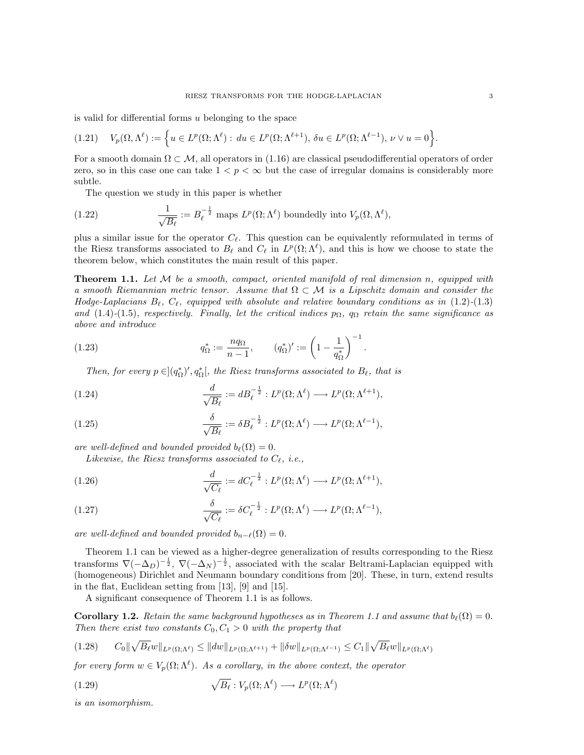is valid for differential forms $u$ belonging to the space

$$V_p(\Omega, \Lambda^\ell) := \Big\{ u \in L^p(\Omega; \Lambda^\ell) : \, du \in L^p(\Omega; \Lambda^{\ell+1}), \, \delta u \in L^p(\Omega; \Lambda^{\ell-1}), \, \nu \vee u = 0 \Big\}. \tag{1.21}$$

For a smooth domain $\Omega \subset \mathcal{M}$, all operators in (1.16) are classical pseudodifferential operators of order zero, so in this case one can take $1 < p < \infty$ but the case of irregular domains is considerably more subtle.

The question we study in this paper is whether

$$\frac{1}{\sqrt{B_\ell}} := B_\ell^{-\frac{1}{2}} \text{ maps } L^p(\Omega; \Lambda^\ell) \text{ boundedly into } V_p(\Omega, \Lambda^\ell), \tag{1.22}$$

plus a similar issue for the operator $C_\ell$. This question can be equivalently reformulated in terms of the Riesz transforms associated to $B_\ell$ and $C_\ell$ in $L^p(\Omega; \Lambda^\ell)$, and this is how we choose to state the theorem below, which constitutes the main result of this paper.

**Theorem 1.1.** *Let $\mathcal{M}$ be a smooth, compact, oriented manifold of real dimension $n$, equipped with a smooth Riemannian metric tensor. Assume that $\Omega \subset \mathcal{M}$ is a Lipschitz domain and consider the Hodge-Laplacians $B_\ell$, $C_\ell$, equipped with absolute and relative boundary conditions as in (1.2)-(1.3) and (1.4)-(1.5), respectively. Finally, let the critical indices $p_\Omega$, $q_\Omega$ retain the same significance as above and introduce*

$$q_\Omega^* := \frac{n q_\Omega}{n-1}, \qquad (q_\Omega^*)' := \left(1 - \frac{1}{q_\Omega^*}\right)^{-1}. \tag{1.23}$$

*Then, for every $p \in ](q_\Omega^*)', q_\Omega^*[$, the Riesz transforms associated to $B_\ell$, that is*

$$\frac{d}{\sqrt{B_\ell}} := d B_\ell^{-\frac{1}{2}} : L^p(\Omega; \Lambda^\ell) \longrightarrow L^p(\Omega; \Lambda^{\ell+1}), \tag{1.24}$$

$$\frac{\delta}{\sqrt{B_\ell}} := \delta B_\ell^{-\frac{1}{2}} : L^p(\Omega; \Lambda^\ell) \longrightarrow L^p(\Omega; \Lambda^{\ell-1}), \tag{1.25}$$

*are well-defined and bounded provided $b_\ell(\Omega) = 0$.*

*Likewise, the Riesz transforms associated to $C_\ell$, i.e.,*

$$\frac{d}{\sqrt{C_\ell}} := d C_\ell^{-\frac{1}{2}} : L^p(\Omega; \Lambda^\ell) \longrightarrow L^p(\Omega; \Lambda^{\ell+1}), \tag{1.26}$$

$$\frac{\delta}{\sqrt{C_\ell}} := \delta C_\ell^{-\frac{1}{2}} : L^p(\Omega; \Lambda^\ell) \longrightarrow L^p(\Omega; \Lambda^{\ell-1}), \tag{1.27}$$

*are well-defined and bounded provided $b_{n-\ell}(\Omega) = 0$.*

Theorem 1.1 can be viewed as a higher-degree generalization of results corresponding to the Riesz transforms $\nabla(-\Delta_D)^{-\frac{1}{2}}$, $\nabla(-\Delta_N)^{-\frac{1}{2}}$, associated with the scalar Beltrami-Laplacian equipped with (homogeneous) Dirichlet and Neumann boundary conditions from [20]. These, in turn, extend results in the flat, Euclidean setting from [13], [9] and [15].

A significant consequence of Theorem 1.1 is as follows.

**Corollary 1.2.** *Retain the same background hypotheses as in Theorem 1.1 and assume that $b_\ell(\Omega) = 0$. Then there exist two constants $C_0, C_1 > 0$ with the property that*

$$C_0 \|\sqrt{B_\ell} w\|_{L^p(\Omega;\Lambda^\ell)} \leq \|dw\|_{L^p(\Omega;\Lambda^{\ell+1})} + \|\delta w\|_{L^p(\Omega;\Lambda^{\ell-1})} \leq C_1 \|\sqrt{B_\ell} w\|_{L^p(\Omega;\Lambda^\ell)} \tag{1.28}$$

*for every form $w \in V_p(\Omega; \Lambda^\ell)$. As a corollary, in the above context, the operator*

$$\sqrt{B_\ell} : V_p(\Omega; \Lambda^\ell) \longrightarrow L^p(\Omega; \Lambda^\ell) \tag{1.29}$$

*is an isomorphism.*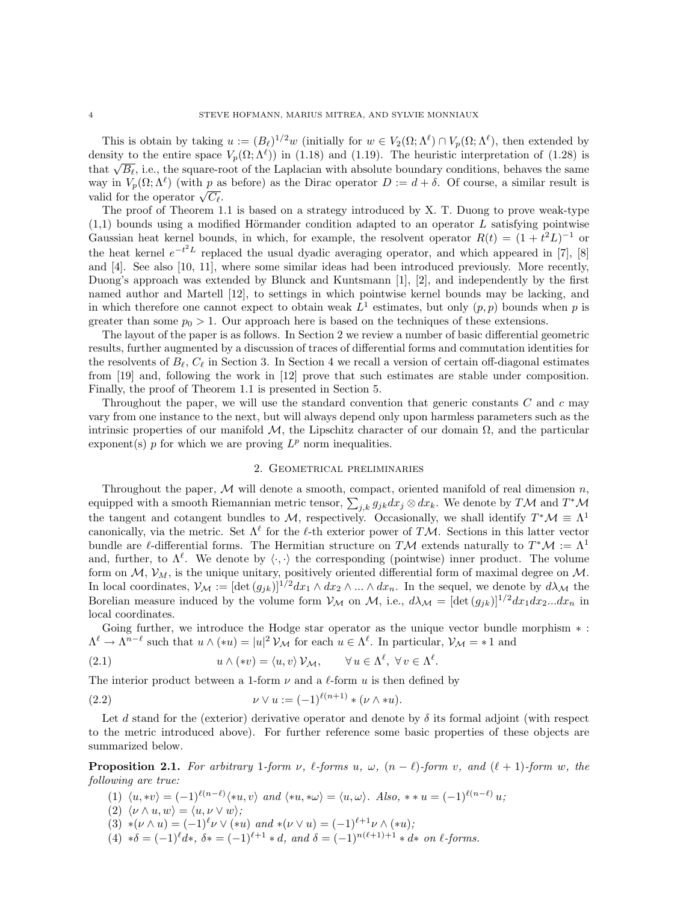This is obtain by taking $u := (B_\ell)^{1/2}w$ (initially for $w \in V_2(\Omega;\Lambda^\ell) \cap V_p(\Omega;\Lambda^\ell)$, then extended by density to the entire space $V_p(\Omega;\Lambda^\ell)$) in (1.18) and (1.19). The heuristic interpretation of (1.28) is that $\sqrt{B_\ell}$, i.e., the square-root of the Laplacian with absolute boundary conditions, behaves the same way in $V_p(\Omega;\Lambda^\ell)$ (with $p$ as before) as the Dirac operator $D := d + \delta$. Of course, a similar result is valid for the operator $\sqrt{C_\ell}$.

The proof of Theorem 1.1 is based on a strategy introduced by X. T. Duong to prove weak-type (1,1) bounds using a modified Hörmander condition adapted to an operator $L$ satisfying pointwise Gaussian heat kernel bounds, in which, for example, the resolvent operator $R(t) = (1 + t^2 L)^{-1}$ or the heat kernel $e^{-t^2 L}$ replaced the usual dyadic averaging operator, and which appeared in [7], [8] and [4]. See also [10, 11], where some similar ideas had been introduced previously. More recently, Duong's approach was extended by Blunck and Kuntsmann [1], [2], and independently by the first named author and Martell [12], to settings in which pointwise kernel bounds may be lacking, and in which therefore one cannot expect to obtain weak $L^1$ estimates, but only $(p, p)$ bounds when $p$ is greater than some $p_0 > 1$. Our approach here is based on the techniques of these extensions.

The layout of the paper is as follows. In Section 2 we review a number of basic differential geometric results, further augmented by a discussion of traces of differential forms and commutation identities for the resolvents of $B_\ell$, $C_\ell$ in Section 3. In Section 4 we recall a version of certain off-diagonal estimates from [19] and, following the work in [12] prove that such estimates are stable under composition. Finally, the proof of Theorem 1.1 is presented in Section 5.

Throughout the paper, we will use the standard convention that generic constants $C$ and $c$ may vary from one instance to the next, but will always depend only upon harmless parameters such as the intrinsic properties of our manifold $\mathcal{M}$, the Lipschitz character of our domain $\Omega$, and the particular exponent(s) $p$ for which we are proving $L^p$ norm inequalities.

## 2. Geometrical preliminaries

Throughout the paper, $\mathcal{M}$ will denote a smooth, compact, oriented manifold of real dimension $n$, equipped with a smooth Riemannian metric tensor, $\sum_{j,k} g_{jk} dx_j \otimes dx_k$. We denote by $T\mathcal{M}$ and $T^*\mathcal{M}$ the tangent and cotangent bundles to $\mathcal{M}$, respectively. Occasionally, we shall identify $T^*\mathcal{M} \equiv \Lambda^1$ canonically, via the metric. Set $\Lambda^\ell$ for the $\ell$-th exterior power of $T\mathcal{M}$. Sections in this latter vector bundle are $\ell$-differential forms. The Hermitian structure on $T\mathcal{M}$ extends naturally to $T^*\mathcal{M} := \Lambda^1$ and, further, to $\Lambda^\ell$. We denote by $\langle \cdot, \cdot \rangle$ the corresponding (pointwise) inner product. The volume form on $\mathcal{M}$, $\mathcal{V}_M$, is the unique unitary, positively oriented differential form of maximal degree on $\mathcal{M}$. In local coordinates, $\mathcal{V}_\mathcal{M} := [\det(g_{jk})]^{1/2} dx_1 \wedge dx_2 \wedge \ldots \wedge dx_n$. In the sequel, we denote by $d\lambda_\mathcal{M}$ the Borelian measure induced by the volume form $\mathcal{V}_\mathcal{M}$ on $\mathcal{M}$, i.e., $d\lambda_\mathcal{M} = [\det(g_{jk})]^{1/2} dx_1 dx_2 \ldots dx_n$ in local coordinates.

Going further, we introduce the Hodge star operator as the unique vector bundle morphism $* : \Lambda^\ell \to \Lambda^{n-\ell}$ such that $u \wedge (*u) = |u|^2 \, \mathcal{V}_\mathcal{M}$ for each $u \in \Lambda^\ell$. In particular, $\mathcal{V}_\mathcal{M} = *1$ and

$$u \wedge (*v) = \langle u, v \rangle \, \mathcal{V}_\mathcal{M}, \qquad \forall\, u \in \Lambda^\ell, \ \forall\, v \in \Lambda^\ell. \tag{2.1}$$

The interior product between a 1-form $\nu$ and a $\ell$-form $u$ is then defined by

$$\nu \vee u := (-1)^{\ell(n+1)} * (\nu \wedge *u). \tag{2.2}$$

Let $d$ stand for the (exterior) derivative operator and denote by $\delta$ its formal adjoint (with respect to the metric introduced above). For further reference some basic properties of these objects are summarized below.

**Proposition 2.1.** *For arbitrary 1-form $\nu$, $\ell$-forms $u$, $\omega$, $(n-\ell)$-form $v$, and $(\ell+1)$-form $w$, the following are true:*

1. $\langle u, *v \rangle = (-1)^{\ell(n-\ell)} \langle *u, v \rangle$ *and* $\langle *u, *\omega \rangle = \langle u, \omega \rangle$*. Also,* $**\,u = (-1)^{\ell(n-\ell)}\, u$*;*
2. $\langle \nu \wedge u, w \rangle = \langle u, \nu \vee w \rangle$*;*
3. $*(\nu \wedge u) = (-1)^\ell \nu \vee (*u)$ *and* $*(\nu \vee u) = (-1)^{\ell+1} \nu \wedge (*u)$*;*
4. $*\delta = (-1)^\ell d*$*,* $\delta * = (-1)^{\ell+1} * d$*, and* $\delta = (-1)^{n(\ell+1)+1} * d *$ *on $\ell$-forms.*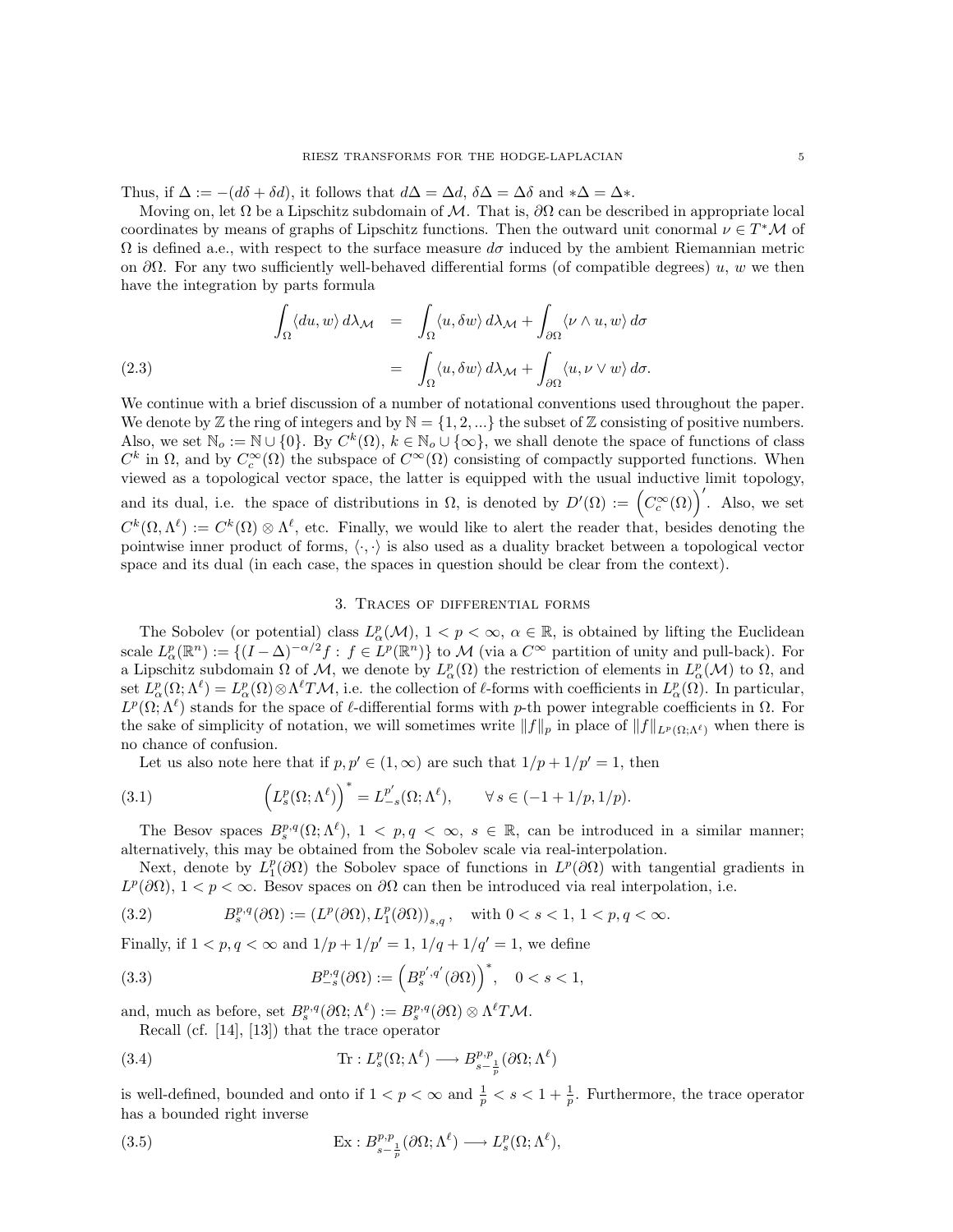Thus, if $\Delta := -(d\delta + \delta d)$, it follows that $d\Delta = \Delta d$, $\delta\Delta = \Delta\delta$ and $*\Delta = \Delta *$.

Moving on, let $\Omega$ be a Lipschitz subdomain of $\mathcal{M}$. That is, $\partial\Omega$ can be described in appropriate local coordinates by means of graphs of Lipschitz functions. Then the outward unit conormal $\nu \in T^*\mathcal{M}$ of $\Omega$ is defined a.e., with respect to the surface measure $d\sigma$ induced by the ambient Riemannian metric on $\partial\Omega$. For any two sufficiently well-behaved differential forms (of compatible degrees) $u$, $w$ we then have the integration by parts formula

$$
\begin{aligned}
\int_\Omega \langle du, w\rangle \, d\lambda_{\mathcal{M}} &= \int_\Omega \langle u, \delta w\rangle \, d\lambda_{\mathcal{M}} + \int_{\partial\Omega} \langle \nu \wedge u, w\rangle \, d\sigma \\
&= \int_\Omega \langle u, \delta w\rangle \, d\lambda_{\mathcal{M}} + \int_{\partial\Omega} \langle u, \nu \vee w\rangle \, d\sigma. \qquad (2.3)
\end{aligned}
$$

We continue with a brief discussion of a number of notational conventions used throughout the paper. We denote by $\mathbb{Z}$ the ring of integers and by $\mathbb{N} = \{1, 2, ...\}$ the subset of $\mathbb{Z}$ consisting of positive numbers. Also, we set $\mathbb{N}_o := \mathbb{N} \cup \{0\}$. By $C^k(\Omega)$, $k \in \mathbb{N}_o \cup \{\infty\}$, we shall denote the space of functions of class $C^k$ in $\Omega$, and by $C_c^\infty(\Omega)$ the subspace of $C^\infty(\Omega)$ consisting of compactly supported functions. When viewed as a topological vector space, the latter is equipped with the usual inductive limit topology, and its dual, i.e. the space of distributions in $\Omega$, is denoted by $D'(\Omega) := \left(C_c^\infty(\Omega)\right)'$. Also, we set $C^k(\Omega, \Lambda^\ell) := C^k(\Omega) \otimes \Lambda^\ell$, etc. Finally, we would like to alert the reader that, besides denoting the pointwise inner product of forms, $\langle \cdot, \cdot \rangle$ is also used as a duality bracket between a topological vector space and its dual (in each case, the spaces in question should be clear from the context).

## 3. Traces of differential forms

The Sobolev (or potential) class $L^p_\alpha(\mathcal{M})$, $1 < p < \infty$, $\alpha \in \mathbb{R}$, is obtained by lifting the Euclidean scale $L^p_\alpha(\mathbb{R}^n) := \{(I - \Delta)^{-\alpha/2} f : f \in L^p(\mathbb{R}^n)\}$ to $\mathcal{M}$ (via a $C^\infty$ partition of unity and pull-back). For a Lipschitz subdomain $\Omega$ of $\mathcal{M}$, we denote by $L^p_\alpha(\Omega)$ the restriction of elements in $L^p_\alpha(\mathcal{M})$ to $\Omega$, and set $L^p_\alpha(\Omega; \Lambda^\ell) = L^p_\alpha(\Omega) \otimes \Lambda^\ell T\mathcal{M}$, i.e. the collection of $\ell$-forms with coefficients in $L^p_\alpha(\Omega)$. In particular, $L^p(\Omega; \Lambda^\ell)$ stands for the space of $\ell$-differential forms with $p$-th power integrable coefficients in $\Omega$. For the sake of simplicity of notation, we will sometimes write $\|f\|_p$ in place of $\|f\|_{L^p(\Omega;\Lambda^\ell)}$ when there is no chance of confusion.

Let us also note here that if $p, p' \in (1, \infty)$ are such that $1/p + 1/p' = 1$, then

$$
\left(L^p_s(\Omega; \Lambda^\ell)\right)^* = L^{p'}_{-s}(\Omega; \Lambda^\ell), \qquad \forall\, s \in (-1 + 1/p, 1/p). \qquad (3.1)
$$

The Besov spaces $B^{p,q}_s(\Omega; \Lambda^\ell)$, $1 < p, q < \infty$, $s \in \mathbb{R}$, can be introduced in a similar manner; alternatively, this may be obtained from the Sobolev scale via real-interpolation.

Next, denote by $L^p_1(\partial\Omega)$ the Sobolev space of functions in $L^p(\partial\Omega)$ with tangential gradients in $L^p(\partial\Omega)$, $1 < p < \infty$. Besov spaces on $\partial\Omega$ can then be introduced via real interpolation, i.e.

$$
B^{p,q}_s(\partial\Omega) := \left(L^p(\partial\Omega), L^p_1(\partial\Omega)\right)_{s,q}, \quad \text{with } 0 < s < 1,\ 1 < p, q < \infty. \qquad (3.2)
$$

Finally, if $1 < p, q < \infty$ and $1/p + 1/p' = 1$, $1/q + 1/q' = 1$, we define

$$
B^{p,q}_{-s}(\partial\Omega) := \left(B^{p',q'}_s(\partial\Omega)\right)^*, \quad 0 < s < 1, \qquad (3.3)
$$

and, much as before, set $B^{p,q}_s(\partial\Omega; \Lambda^\ell) := B^{p,q}_s(\partial\Omega) \otimes \Lambda^\ell T\mathcal{M}$.

Recall (cf. [14], [13]) that the trace operator

$$
\mathrm{Tr} : L^p_s(\Omega; \Lambda^\ell) \longrightarrow B^{p,p}_{s-\frac{1}{p}}(\partial\Omega; \Lambda^\ell) \qquad (3.4)
$$

is well-defined, bounded and onto if $1 < p < \infty$ and $\frac{1}{p} < s < 1 + \frac{1}{p}$. Furthermore, the trace operator has a bounded right inverse

$$
\mathrm{Ex} : B^{p,p}_{s-\frac{1}{p}}(\partial\Omega; \Lambda^\ell) \longrightarrow L^p_s(\Omega; \Lambda^\ell), \qquad (3.5)
$$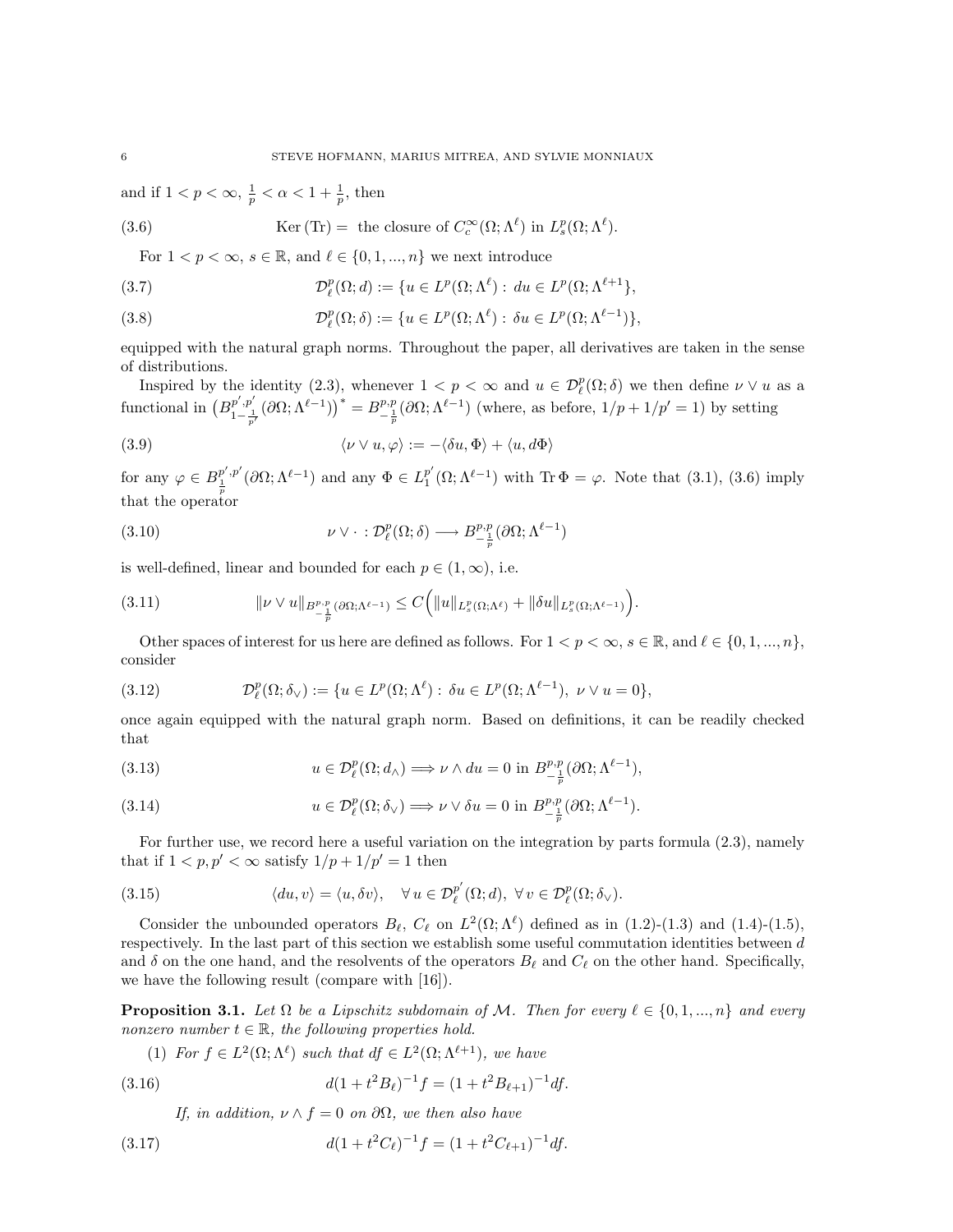and if $1 < p < \infty$, $\frac{1}{p} < \alpha < 1 + \frac{1}{p}$, then

$$\mathrm{Ker}\,(\mathrm{Tr}) = \text{ the closure of } C_c^\infty(\Omega;\Lambda^\ell) \text{ in } L_s^p(\Omega;\Lambda^\ell). \tag{3.6}$$

For $1 < p < \infty$, $s \in \mathbb{R}$, and $\ell \in \{0,1,...,n\}$ we next introduce

$$\mathcal{D}_\ell^p(\Omega; d) := \{u \in L^p(\Omega;\Lambda^\ell) : \, du \in L^p(\Omega;\Lambda^{\ell+1}\},\tag{3.7}$$

$$\mathcal{D}_\ell^p(\Omega; \delta) := \{u \in L^p(\Omega;\Lambda^\ell) : \, \delta u \in L^p(\Omega;\Lambda^{\ell-1})\},\tag{3.8}$$

equipped with the natural graph norms. Throughout the paper, all derivatives are taken in the sense of distributions.

Inspired by the identity (2.3), whenever $1 < p < \infty$ and $u \in \mathcal{D}_\ell^p(\Omega;\delta)$ we then define $\nu \vee u$ as a functional in $\big(B^{p',p'}_{1-\frac{1}{p'}}(\partial\Omega;\Lambda^{\ell-1})\big)^* = B^{p,p}_{-\frac{1}{p}}(\partial\Omega;\Lambda^{\ell-1})$ (where, as before, $1/p + 1/p' = 1$) by setting

$$\langle \nu \vee u, \varphi\rangle := -\langle \delta u, \Phi\rangle + \langle u, d\Phi\rangle \tag{3.9}$$

for any $\varphi \in B^{p',p'}_{\frac{1}{p}}(\partial\Omega;\Lambda^{\ell-1})$ and any $\Phi \in L_1^{p'}(\Omega;\Lambda^{\ell-1})$ with $\mathrm{Tr}\,\Phi = \varphi$. Note that (3.1), (3.6) imply that the operator

$$\nu \vee \cdot : \mathcal{D}_\ell^p(\Omega;\delta) \longrightarrow B^{p,p}_{-\frac{1}{p}}(\partial\Omega;\Lambda^{\ell-1}) \tag{3.10}$$

is well-defined, linear and bounded for each $p \in (1,\infty)$, i.e.

$$\|\nu \vee u\|_{B^{p,p}_{-\frac{1}{p}}(\partial\Omega;\Lambda^{\ell-1})} \leq C\Big(\|u\|_{L_s^p(\Omega;\Lambda^\ell)} + \|\delta u\|_{L_s^p(\Omega;\Lambda^{\ell-1})}\Big). \tag{3.11}$$

Other spaces of interest for us here are defined as follows. For $1 < p < \infty$, $s \in \mathbb{R}$, and $\ell \in \{0,1,...,n\}$, consider

$$\mathcal{D}_\ell^p(\Omega;\delta_\vee) := \{u \in L^p(\Omega;\Lambda^\ell) : \, \delta u \in L^p(\Omega;\Lambda^{\ell-1}), \; \nu \vee u = 0\}, \tag{3.12}$$

once again equipped with the natural graph norm. Based on definitions, it can be readily checked that

$$u \in \mathcal{D}_\ell^p(\Omega; d_\wedge) \Longrightarrow \nu \wedge du = 0 \text{ in } B^{p,p}_{-\frac{1}{p}}(\partial\Omega;\Lambda^{\ell-1}), \tag{3.13}$$

$$u \in \mathcal{D}_\ell^p(\Omega; \delta_\vee) \Longrightarrow \nu \vee \delta u = 0 \text{ in } B^{p,p}_{-\frac{1}{p}}(\partial\Omega;\Lambda^{\ell-1}). \tag{3.14}$$

For further use, we record here a useful variation on the integration by parts formula (2.3), namely that if $1 < p, p' < \infty$ satisfy $1/p + 1/p' = 1$ then

$$\langle du, v\rangle = \langle u, \delta v\rangle, \quad \forall\, u \in \mathcal{D}_\ell^{p'}(\Omega; d), \; \forall\, v \in \mathcal{D}_\ell^p(\Omega;\delta_\vee). \tag{3.15}$$

Consider the unbounded operators $B_\ell$, $C_\ell$ on $L^2(\Omega;\Lambda^\ell)$ defined as in (1.2)-(1.3) and (1.4)-(1.5), respectively. In the last part of this section we establish some useful commutation identities between $d$ and $\delta$ on the one hand, and the resolvents of the operators $B_\ell$ and $C_\ell$ on the other hand. Specifically, we have the following result (compare with [16]).

**Proposition 3.1.** *Let $\Omega$ be a Lipschitz subdomain of $\mathcal{M}$. Then for every $\ell \in \{0,1,...,n\}$ and every nonzero number $t \in \mathbb{R}$, the following properties hold.*

(1) *For $f \in L^2(\Omega;\Lambda^\ell)$ such that $df \in L^2(\Omega;\Lambda^{\ell+1})$, we have*

$$d(1+t^2 B_\ell)^{-1} f = (1 + t^2 B_{\ell+1})^{-1} df. \tag{3.16}$$

*If, in addition, $\nu \wedge f = 0$ on $\partial\Omega$, we then also have*

$$d(1+t^2 C_\ell)^{-1} f = (1 + t^2 C_{\ell+1})^{-1} df. \tag{3.17}$$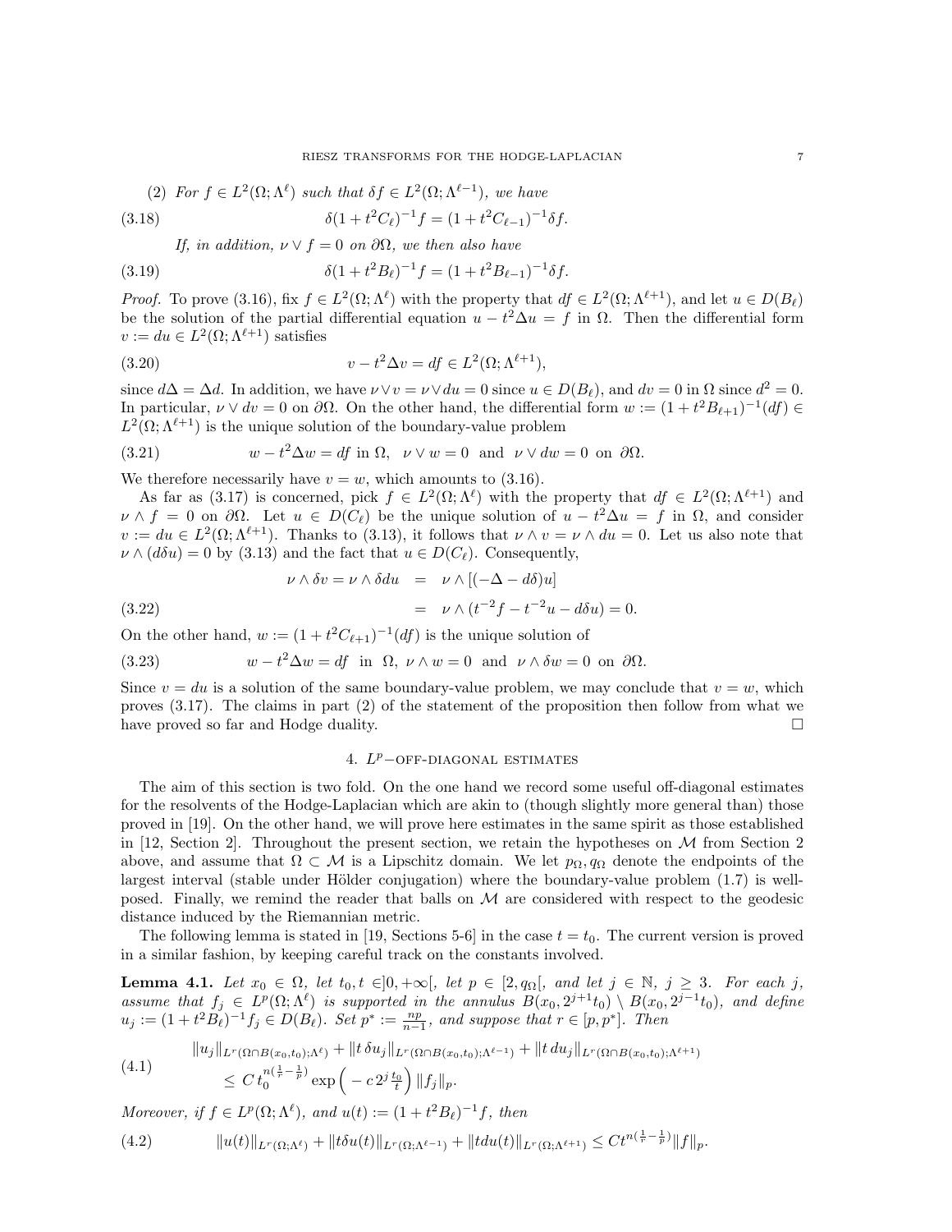(2) *For $f \in L^2(\Omega;\Lambda^\ell)$ such that $\delta f \in L^2(\Omega;\Lambda^{\ell-1})$, we have*

$$\delta(1+t^2C_\ell)^{-1}f = (1+t^2C_{\ell-1})^{-1}\delta f. \tag{3.18}$$

*If, in addition, $\nu \vee f = 0$ on $\partial\Omega$, we then also have*

$$\delta(1+t^2B_\ell)^{-1}f = (1+t^2B_{\ell-1})^{-1}\delta f. \tag{3.19}$$

*Proof.* To prove (3.16), fix $f \in L^2(\Omega;\Lambda^\ell)$ with the property that $df \in L^2(\Omega;\Lambda^{\ell+1})$, and let $u \in D(B_\ell)$ be the solution of the partial differential equation $u - t^2\Delta u = f$ in $\Omega$. Then the differential form $v := du \in L^2(\Omega;\Lambda^{\ell+1})$ satisfies

$$v - t^2\Delta v = df \in L^2(\Omega;\Lambda^{\ell+1}), \tag{3.20}$$

since $d\Delta = \Delta d$. In addition, we have $\nu \vee v = \nu \vee du = 0$ since $u \in D(B_\ell)$, and $dv = 0$ in $\Omega$ since $d^2 = 0$. In particular, $\nu \vee dv = 0$ on $\partial\Omega$. On the other hand, the differential form $w := (1+t^2B_{\ell+1})^{-1}(df) \in L^2(\Omega;\Lambda^{\ell+1})$ is the unique solution of the boundary-value problem

$$w - t^2\Delta w = df \text{ in } \Omega, \quad \nu \vee w = 0 \quad \text{and} \quad \nu \vee dw = 0 \text{ on } \partial\Omega. \tag{3.21}$$

We therefore necessarily have $v = w$, which amounts to (3.16).

As far as (3.17) is concerned, pick $f \in L^2(\Omega;\Lambda^\ell)$ with the property that $df \in L^2(\Omega;\Lambda^{\ell+1})$ and $\nu \wedge f = 0$ on $\partial\Omega$. Let $u \in D(C_\ell)$ be the unique solution of $u - t^2\Delta u = f$ in $\Omega$, and consider $v := du \in L^2(\Omega;\Lambda^{\ell+1})$. Thanks to (3.13), it follows that $\nu \wedge v = \nu \wedge du = 0$. Let us also note that $\nu \wedge (d\delta u) = 0$ by (3.13) and the fact that $u \in D(C_\ell)$. Consequently,

$$\begin{aligned}
\nu \wedge \delta v = \nu \wedge \delta du &= \nu \wedge [(-\Delta - d\delta)u] \\
&= \nu \wedge (t^{-2}f - t^{-2}u - d\delta u) = 0.
\end{aligned} \tag{3.22}$$

On the other hand, $w := (1+t^2C_{\ell+1})^{-1}(df)$ is the unique solution of

$$w - t^2\Delta w = df \quad \text{in } \Omega, \ \nu \wedge w = 0 \quad \text{and} \quad \nu \wedge \delta w = 0 \text{ on } \partial\Omega. \tag{3.23}$$

Since $v = du$ is a solution of the same boundary-value problem, we may conclude that $v = w$, which proves (3.17). The claims in part (2) of the statement of the proposition then follow from what we have proved so far and Hodge duality. $\square$

## 4. $L^p$–off-diagonal estimates

The aim of this section is two fold. On the one hand we record some useful off-diagonal estimates for the resolvents of the Hodge-Laplacian which are akin to (though slightly more general than) those proved in [19]. On the other hand, we will prove here estimates in the same spirit as those established in [12, Section 2]. Throughout the present section, we retain the hypotheses on $\mathcal{M}$ from Section 2 above, and assume that $\Omega \subset \mathcal{M}$ is a Lipschitz domain. We let $p_\Omega, q_\Omega$ denote the endpoints of the largest interval (stable under Hölder conjugation) where the boundary-value problem (1.7) is well-posed. Finally, we remind the reader that balls on $\mathcal{M}$ are considered with respect to the geodesic distance induced by the Riemannian metric.

The following lemma is stated in [19, Sections 5-6] in the case $t = t_0$. The current version is proved in a similar fashion, by keeping careful track on the constants involved.

**Lemma 4.1.** *Let $x_0 \in \Omega$, let $t_0, t \in ]0,+\infty[$, let $p \in [2, q_\Omega[$, and let $j \in \mathbb{N}$, $j \geq 3$. For each $j$, assume that $f_j \in L^p(\Omega;\Lambda^\ell)$ is supported in the annulus $B(x_0, 2^{j+1}t_0) \setminus B(x_0, 2^{j-1}t_0)$, and define $u_j := (1+t^2B_\ell)^{-1}f_j \in D(B_\ell)$. Set $p^* := \frac{np}{n-1}$, and suppose that $r \in [p, p^*]$. Then*

$$\begin{aligned}
&\|u_j\|_{L^r(\Omega\cap B(x_0,t_0);\Lambda^\ell)} + \|t\,\delta u_j\|_{L^r(\Omega\cap B(x_0,t_0);\Lambda^{\ell-1})} + \|t\,du_j\|_{L^r(\Omega\cap B(x_0,t_0);\Lambda^{\ell+1})} \\
&\quad \leq C\, t_0^{n(\frac{1}{r}-\frac{1}{p})} \exp\Big(-c\, 2^j \tfrac{t_0}{t}\Big) \|f_j\|_p.
\end{aligned} \tag{4.1}$$

*Moreover, if $f \in L^p(\Omega;\Lambda^\ell)$, and $u(t) := (1+t^2B_\ell)^{-1}f$, then*

$$\|u(t)\|_{L^r(\Omega;\Lambda^\ell)} + \|t\delta u(t)\|_{L^r(\Omega;\Lambda^{\ell-1})} + \|tdu(t)\|_{L^r(\Omega;\Lambda^{\ell+1})} \leq Ct^{n(\frac{1}{r}-\frac{1}{p})}\|f\|_p. \tag{4.2}$$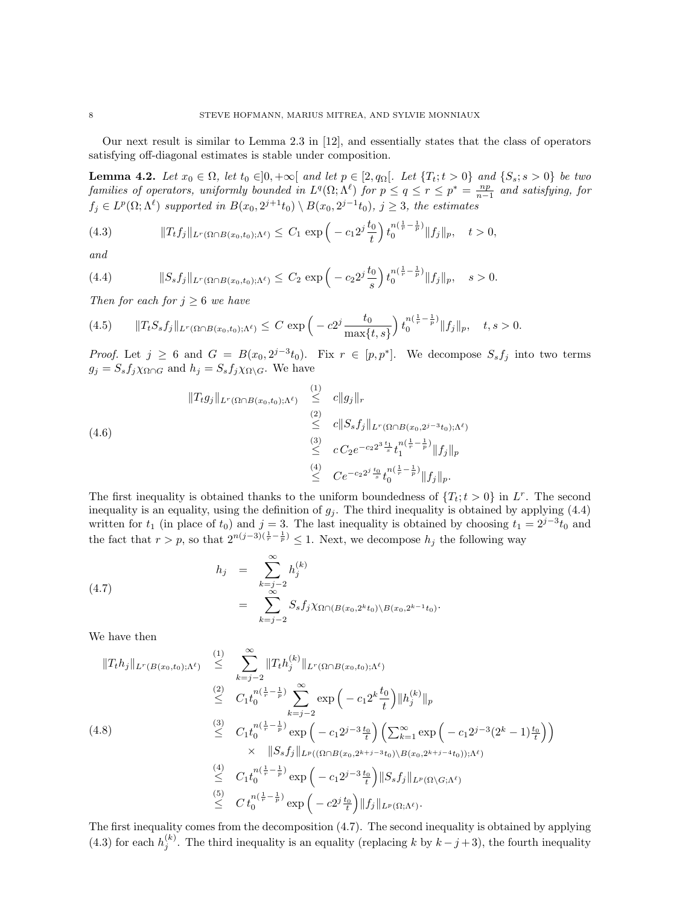Our next result is similar to Lemma 2.3 in [12], and essentially states that the class of operators satisfying off-diagonal estimates is stable under composition.

**Lemma 4.2.** *Let $x_0 \in \Omega$, let $t_0 \in ]0,+\infty[$ and let $p \in [2, q_\Omega[$. Let $\{T_t; t>0\}$ and $\{S_s; s>0\}$ be two families of operators, uniformly bounded in $L^q(\Omega;\Lambda^\ell)$ for $p \le q \le r \le p^* = \frac{np}{n-1}$ and satisfying, for $f_j \in L^p(\Omega;\Lambda^\ell)$ supported in $B(x_0, 2^{j+1}t_0) \setminus B(x_0, 2^{j-1}t_0)$, $j \ge 3$, the estimates*

$$\|T_t f_j\|_{L^r(\Omega\cap B(x_0,t_0);\Lambda^\ell)} \le C_1 \exp\Big(-c_1 2^j \frac{t_0}{t}\Big)\, t_0^{n(\frac{1}{r}-\frac{1}{p})} \|f_j\|_p, \quad t>0, \tag{4.3}$$

*and*

$$\|S_s f_j\|_{L^r(\Omega\cap B(x_0,t_0);\Lambda^\ell)} \le C_2 \exp\Big(-c_2 2^j \frac{t_0}{s}\Big)\, t_0^{n(\frac{1}{r}-\frac{1}{p})} \|f_j\|_p, \quad s>0. \tag{4.4}$$

*Then for each for $j \ge 6$ we have*

$$\|T_t S_s f_j\|_{L^r(\Omega\cap B(x_0,t_0);\Lambda^\ell)} \le C \exp\Big(-c 2^j \frac{t_0}{\max\{t,s\}}\Big)\, t_0^{n(\frac{1}{r}-\frac{1}{p})} \|f_j\|_p, \quad t,s>0. \tag{4.5}$$

*Proof.* Let $j \ge 6$ and $G = B(x_0, 2^{j-3}t_0)$. Fix $r \in [p,p^*]$. We decompose $S_s f_j$ into two terms $g_j = S_s f_j \chi_{\Omega\cap G}$ and $h_j = S_s f_j \chi_{\Omega\setminus G}$. We have

$$\begin{aligned}
\|T_t g_j\|_{L^r(\Omega\cap B(x_0,t_0);\Lambda^\ell)} &\overset{(1)}{\le} c\|g_j\|_r \\
&\overset{(2)}{\le} c\|S_s f_j\|_{L^r(\Omega\cap B(x_0,2^{j-3}t_0);\Lambda^\ell)} \\
&\overset{(3)}{\le} c\, C_2 e^{-c_2 2^3 \frac{t_1}{s}} t_1^{n(\frac{1}{r}-\frac{1}{p})} \|f_j\|_p \\
&\overset{(4)}{\le} C e^{-c_2 2^j \frac{t_0}{s}} t_0^{n(\frac{1}{r}-\frac{1}{p})} \|f_j\|_p.
\end{aligned} \tag{4.6}$$

The first inequality is obtained thanks to the uniform boundedness of $\{T_t; t>0\}$ in $L^r$. The second inequality is an equality, using the definition of $g_j$. The third inequality is obtained by applying (4.4) written for $t_1$ (in place of $t_0$) and $j=3$. The last inequality is obtained by choosing $t_1 = 2^{j-3}t_0$ and the fact that $r>p$, so that $2^{n(j-3)(\frac{1}{r}-\frac{1}{p})} \le 1$. Next, we decompose $h_j$ the following way

$$\begin{aligned}
h_j &= \sum_{k=j-2}^{\infty} h_j^{(k)} \\
&= \sum_{k=j-2}^{\infty} S_s f_j \chi_{\Omega\cap(B(x_0,2^k t_0)\setminus B(x_0,2^{k-1}t_0))}.
\end{aligned} \tag{4.7}$$

We have then

$$\begin{aligned}
\|T_t h_j\|_{L^r(B(x_0,t_0);\Lambda^\ell)} &\overset{(1)}{\le} \sum_{k=j-2}^{\infty} \|T_t h_j^{(k)}\|_{L^r(\Omega\cap B(x_0,t_0);\Lambda^\ell)} \\
&\overset{(2)}{\le} C_1 t_0^{n(\frac{1}{r}-\frac{1}{p})} \sum_{k=j-2}^{\infty} \exp\Big(-c_1 2^k \frac{t_0}{t}\Big) \|h_j^{(k)}\|_p \\
&\overset{(3)}{\le} C_1 t_0^{n(\frac{1}{r}-\frac{1}{p})} \exp\Big(-c_1 2^{j-3}\tfrac{t_0}{t}\Big)\Big(\textstyle\sum_{k=1}^\infty \exp\Big(-c_1 2^{j-3}(2^k-1)\tfrac{t_0}{t}\Big)\Big) \\
&\quad\times \|S_s f_j\|_{L^p((\Omega\cap B(x_0,2^{k+j-3}t_0)\setminus B(x_0,2^{k+j-4}t_0));\Lambda^\ell)} \\
&\overset{(4)}{\le} C_1 t_0^{n(\frac{1}{r}-\frac{1}{p})} \exp\Big(-c_1 2^{j-3}\tfrac{t_0}{t}\Big) \|S_s f_j\|_{L^p(\Omega\setminus G;\Lambda^\ell)} \\
&\overset{(5)}{\le} C\, t_0^{n(\frac{1}{r}-\frac{1}{p})} \exp\Big(-c 2^j \tfrac{t_0}{t}\Big) \|f_j\|_{L^p(\Omega;\Lambda^\ell)}.
\end{aligned} \tag{4.8}$$

The first inequality comes from the decomposition (4.7). The second inequality is obtained by applying (4.3) for each $h_j^{(k)}$. The third inequality is an equality (replacing $k$ by $k-j+3$), the fourth inequality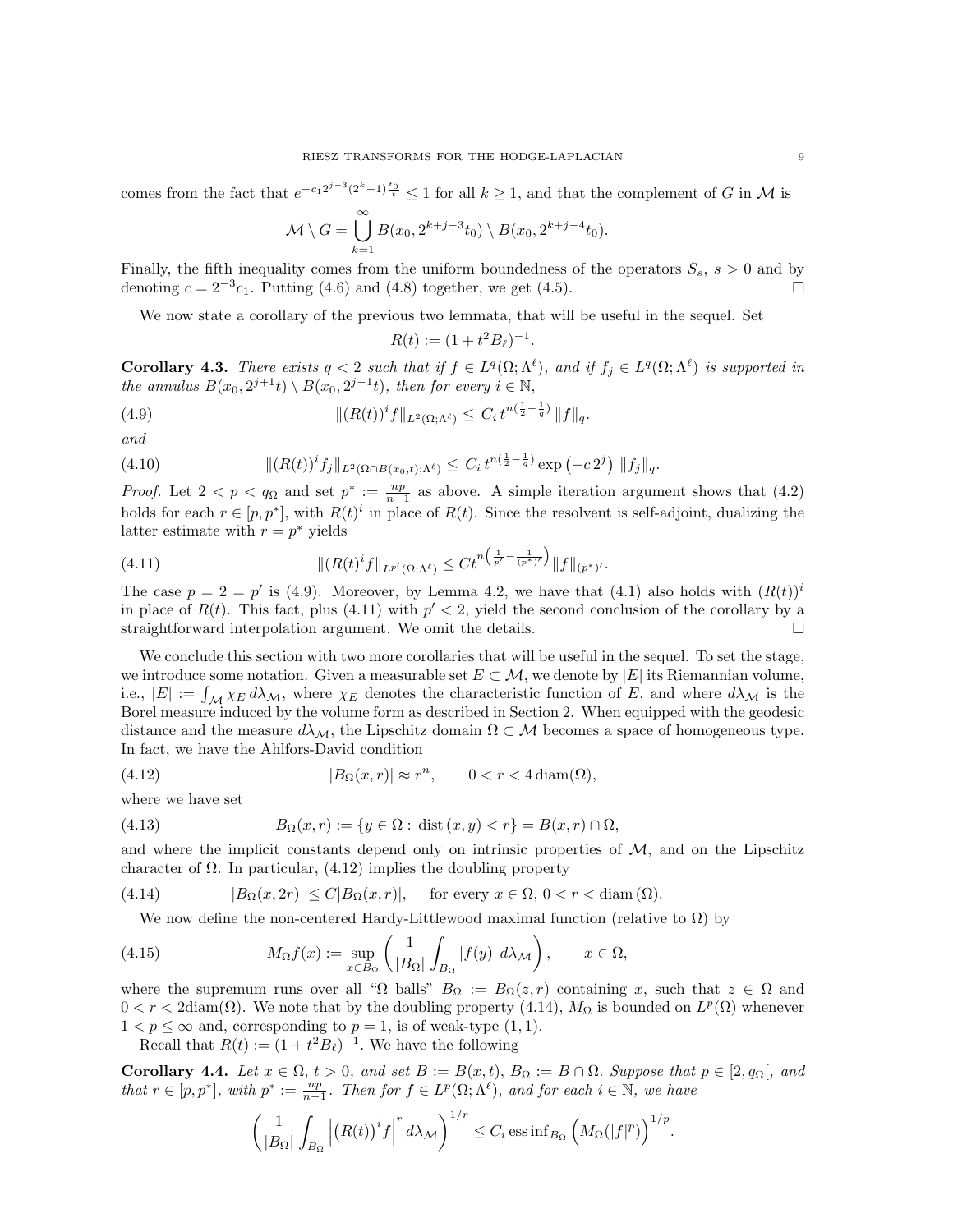comes from the fact that $e^{-c_1 2^{j-3}(2^k-1)\frac{t_0}{t}} \leq 1$ for all $k \geq 1$, and that the complement of $G$ in $\mathcal{M}$ is

$$\mathcal{M} \setminus G = \bigcup_{k=1}^{\infty} B(x_0, 2^{k+j-3}t_0) \setminus B(x_0, 2^{k+j-4}t_0).$$

Finally, the fifth inequality comes from the uniform boundedness of the operators $S_s$, $s > 0$ and by denoting $c = 2^{-3}c_1$. Putting (4.6) and (4.8) together, we get (4.5). $\square$

We now state a corollary of the previous two lemmata, that will be useful in the sequel. Set

$$R(t) := (1 + t^2 B_\ell)^{-1}.$$

**Corollary 4.3.** *There exists $q < 2$ such that if $f \in L^q(\Omega; \Lambda^\ell)$, and if $f_j \in L^q(\Omega; \Lambda^\ell)$ is supported in the annulus $B(x_0, 2^{j+1}t) \setminus B(x_0, 2^{j-1}t)$, then for every $i \in \mathbb{N}$,*

$$\|(R(t))^i f\|_{L^2(\Omega;\Lambda^\ell)} \leq C_i \, t^{n(\frac{1}{2}-\frac{1}{q})} \, \|f\|_q. \tag{4.9}$$

*and*

$$\|(R(t))^i f_j\|_{L^2(\Omega \cap B(x_0,t);\Lambda^\ell)} \leq C_i \, t^{n(\frac{1}{2}-\frac{1}{q})} \exp\left(-c\, 2^j\right) \, \|f_j\|_q. \tag{4.10}$$

*Proof.* Let $2 < p < q_\Omega$ and set $p^* := \frac{np}{n-1}$ as above. A simple iteration argument shows that (4.2) holds for each $r \in [p, p^*]$, with $R(t)^i$ in place of $R(t)$. Since the resolvent is self-adjoint, dualizing the latter estimate with $r = p^*$ yields

$$\|(R(t)^i f\|_{L^{p'}(\Omega;\Lambda^\ell)} \leq C t^{n\left(\frac{1}{p'}-\frac{1}{(p^*)'}\right)} \|f\|_{(p^*)'}. \tag{4.11}$$

The case $p = 2 = p'$ is (4.9). Moreover, by Lemma 4.2, we have that (4.1) also holds with $(R(t))^i$ in place of $R(t)$. This fact, plus (4.11) with $p' < 2$, yield the second conclusion of the corollary by a straightforward interpolation argument. We omit the details. $\square$

We conclude this section with two more corollaries that will be useful in the sequel. To set the stage, we introduce some notation. Given a measurable set $E \subset \mathcal{M}$, we denote by $|E|$ its Riemannian volume, i.e., $|E| := \int_{\mathcal{M}} \chi_E \, d\lambda_{\mathcal{M}}$, where $\chi_E$ denotes the characteristic function of $E$, and where $d\lambda_{\mathcal{M}}$ is the Borel measure induced by the volume form as described in Section 2. When equipped with the geodesic distance and the measure $d\lambda_{\mathcal{M}}$, the Lipschitz domain $\Omega \subset \mathcal{M}$ becomes a space of homogeneous type. In fact, we have the Ahlfors-David condition

$$|B_\Omega(x, r)| \approx r^n, \qquad 0 < r < 4\,\mathrm{diam}(\Omega), \tag{4.12}$$

where we have set

$$B_\Omega(x, r) := \{y \in \Omega : \,\mathrm{dist}\,(x, y) < r\} = B(x, r) \cap \Omega, \tag{4.13}$$

and where the implicit constants depend only on intrinsic properties of $\mathcal{M}$, and on the Lipschitz character of $\Omega$. In particular, (4.12) implies the doubling property

$$|B_\Omega(x, 2r)| \leq C|B_\Omega(x, r)|, \quad \text{ for every } x \in \Omega,\ 0 < r < \mathrm{diam}\,(\Omega). \tag{4.14}$$

We now define the non-centered Hardy-Littlewood maximal function (relative to $\Omega$) by

$$M_\Omega f(x) := \sup_{x \in B_\Omega} \left( \frac{1}{|B_\Omega|} \int_{B_\Omega} |f(y)| \, d\lambda_{\mathcal{M}} \right), \qquad x \in \Omega, \tag{4.15}$$

where the supremum runs over all "$\Omega$ balls" $B_\Omega := B_\Omega(z, r)$ containing $x$, such that $z \in \Omega$ and $0 < r < 2\mathrm{diam}(\Omega)$. We note that by the doubling property (4.14), $M_\Omega$ is bounded on $L^p(\Omega)$ whenever $1 < p \leq \infty$ and, corresponding to $p = 1$, is of weak-type $(1, 1)$.

Recall that $R(t) := (1 + t^2 B_\ell)^{-1}$. We have the following

**Corollary 4.4.** *Let $x \in \Omega$, $t > 0$, and set $B := B(x, t)$, $B_\Omega := B \cap \Omega$. Suppose that $p \in [2, q_\Omega[$, and that $r \in [p, p^*]$, with $p^* := \frac{np}{n-1}$. Then for $f \in L^p(\Omega; \Lambda^\ell)$, and for each $i \in \mathbb{N}$, we have*

$$\left( \frac{1}{|B_\Omega|} \int_{B_\Omega} \left| \left(R(t)\right)^i f \right|^r d\lambda_{\mathcal{M}} \right)^{1/r} \leq C_i \,\mathrm{ess\,inf}_{B_\Omega} \left( M_\Omega(|f|^p) \right)^{1/p}.$$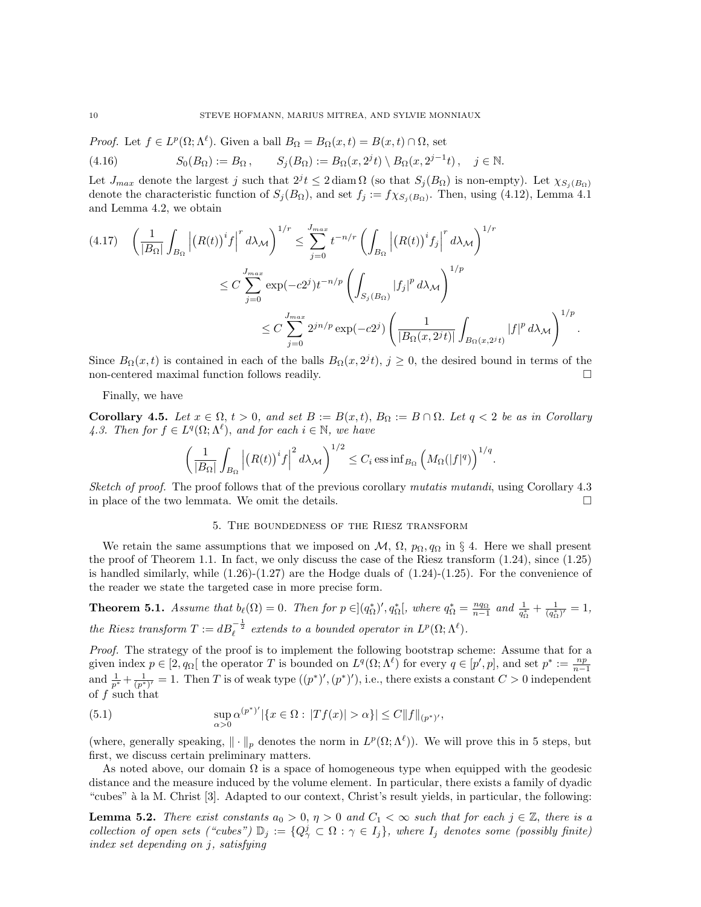*Proof.* Let $f \in L^p(\Omega;\Lambda^\ell)$. Given a ball $B_\Omega = B_\Omega(x,t) = B(x,t)\cap\Omega$, set

$$
S_0(B_\Omega) := B_\Omega\,, \qquad S_j(B_\Omega) := B_\Omega(x,2^j t)\setminus B_\Omega(x,2^{j-1}t)\,, \quad j\in\mathbb{N}. \tag{4.16}
$$

Let $J_{max}$ denote the largest $j$ such that $2^j t \le 2\,\mathrm{diam}\,\Omega$ (so that $S_j(B_\Omega)$ is non-empty). Let $\chi_{S_j(B_\Omega)}$ denote the characteristic function of $S_j(B_\Omega)$, and set $f_j := f\chi_{S_j(B_\Omega)}$. Then, using (4.12), Lemma 4.1 and Lemma 4.2, we obtain

$$
\begin{aligned}
\left(\frac{1}{|B_\Omega|}\int_{B_\Omega}\Big|\big(R(t)\big)^i f\Big|^r d\lambda_{\mathcal{M}}\right)^{1/r} &\le \sum_{j=0}^{J_{max}} t^{-n/r}\left(\int_{B_\Omega}\Big|\big(R(t)\big)^i f_j\Big|^r d\lambda_{\mathcal{M}}\right)^{1/r} \\
&\le C\sum_{j=0}^{J_{max}} \exp(-c2^j)\,t^{-n/p}\left(\int_{S_j(B_\Omega)}|f_j|^p\,d\lambda_{\mathcal{M}}\right)^{1/p} \\
&\le C\sum_{j=0}^{J_{max}} 2^{jn/p}\exp(-c2^j)\left(\frac{1}{|B_\Omega(x,2^jt)|}\int_{B_\Omega(x,2^jt)}|f|^p\,d\lambda_{\mathcal{M}}\right)^{1/p}.
\end{aligned} \tag{4.17}
$$

Since $B_\Omega(x,t)$ is contained in each of the balls $B_\Omega(x,2^jt)$, $j\ge 0$, the desired bound in terms of the non-centered maximal function follows readily. $\square$

Finally, we have

**Corollary 4.5.** *Let $x\in\Omega$, $t>0$, and set $B:=B(x,t)$, $B_\Omega := B\cap\Omega$. Let $q<2$ be as in Corollary 4.3. Then for $f\in L^q(\Omega;\Lambda^\ell)$, and for each $i\in\mathbb{N}$, we have*

$$
\left(\frac{1}{|B_\Omega|}\int_{B_\Omega}\Big|\big(R(t)\big)^i f\Big|^2 d\lambda_{\mathcal{M}}\right)^{1/2} \le C_i\,\mathrm{ess\,inf}_{B_\Omega}\Big(M_\Omega(|f|^q)\Big)^{1/q}.
$$

*Sketch of proof.* The proof follows that of the previous corollary *mutatis mutandi*, using Corollary 4.3 in place of the two lemmata. We omit the details. $\square$

## 5. The boundedness of the Riesz transform

We retain the same assumptions that we imposed on $\mathcal{M}$, $\Omega$, $p_\Omega$, $q_\Omega$ in § 4. Here we shall present the proof of Theorem 1.1. In fact, we only discuss the case of the Riesz transform (1.24), since (1.25) is handled similarly, while (1.26)-(1.27) are the Hodge duals of (1.24)-(1.25). For the convenience of the reader we state the targeted case in more precise form.

**Theorem 5.1.** *Assume that $b_\ell(\Omega)=0$. Then for $p\in](q^*_\Omega)',q^*_\Omega[$, where $q^*_\Omega = \frac{nq_\Omega}{n-1}$ and $\frac{1}{q^*_\Omega}+\frac{1}{(q^*_\Omega)'}=1$, the Riesz transform $T := dB_\ell^{-\frac12}$ extends to a bounded operator in $L^p(\Omega;\Lambda^\ell)$.*

*Proof.* The strategy of the proof is to implement the following bootstrap scheme: Assume that for a given index $p\in[2,q_\Omega[$ the operator $T$ is bounded on $L^q(\Omega;\Lambda^\ell)$ for every $q\in[p',p]$, and set $p^* := \frac{np}{n-1}$ and $\frac{1}{p^*}+\frac{1}{(p^*)'}=1$. Then $T$ is of weak type $((p^*)',(p^*)')$, i.e., there exists a constant $C>0$ independent of $f$ such that

$$
\sup_{\alpha>0}\alpha^{(p^*)'}|\{x\in\Omega:\,|Tf(x)|>\alpha\}| \le C\|f\|_{(p^*)'}, \tag{5.1}
$$

(where, generally speaking, $\|\cdot\|_p$ denotes the norm in $L^p(\Omega;\Lambda^\ell)$). We will prove this in 5 steps, but first, we discuss certain preliminary matters.

As noted above, our domain $\Omega$ is a space of homogeneous type when equipped with the geodesic distance and the measure induced by the volume element. In particular, there exists a family of dyadic "cubes" à la M. Christ [3]. Adapted to our context, Christ's result yields, in particular, the following:

**Lemma 5.2.** *There exist constants $a_0>0$, $\eta>0$ and $C_1<\infty$ such that for each $j\in\mathbb{Z}$, there is a collection of open sets ("cubes") $\mathbb{D}_j := \{Q^j_\gamma\subset\Omega:\gamma\in I_j\}$, where $I_j$ denotes some (possibly finite) index set depending on $j$, satisfying*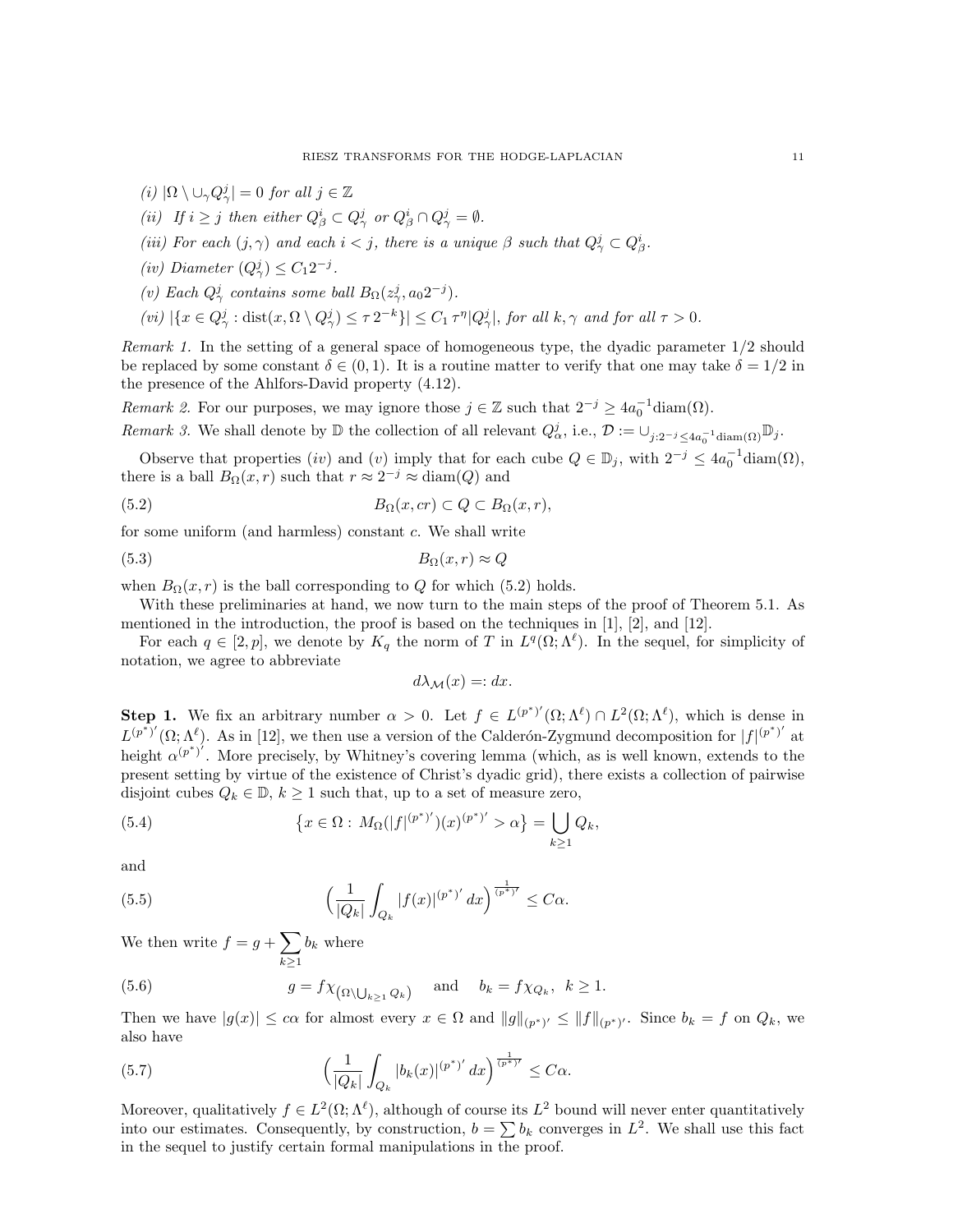*(i)* $|\Omega \setminus \cup_\gamma Q^j_\gamma| = 0$ *for all* $j \in \mathbb{Z}$

*(ii)* *If* $i \geq j$ *then either* $Q^i_\beta \subset Q^j_\gamma$ *or* $Q^i_\beta \cap Q^j_\gamma = \emptyset$.

*(iii) For each* $(j, \gamma)$ *and each* $i < j$, *there is a unique* $\beta$ *such that* $Q^j_\gamma \subset Q^i_\beta$.

*(iv) Diameter* $(Q^j_\gamma) \leq C_1 2^{-j}$.

*(v) Each* $Q^j_\gamma$ *contains some ball* $B_\Omega(z^j_\gamma, a_0 2^{-j})$.

*(vi)* $|\{x \in Q^j_\gamma : \mathrm{dist}(x, \Omega \setminus Q^j_\gamma) \leq \tau\, 2^{-k}\}| \leq C_1\, \tau^\eta |Q^j_\gamma|$, *for all* $k, \gamma$ *and for all* $\tau > 0$.

*Remark 1.* In the setting of a general space of homogeneous type, the dyadic parameter $1/2$ should be replaced by some constant $\delta \in (0, 1)$. It is a routine matter to verify that one may take $\delta = 1/2$ in the presence of the Ahlfors-David property (4.12).

*Remark 2.* For our purposes, we may ignore those $j \in \mathbb{Z}$ such that $2^{-j} \geq 4a_0^{-1}\mathrm{diam}(\Omega)$.

*Remark 3.* We shall denote by $\mathbb{D}$ the collection of all relevant $Q^j_\alpha$, i.e., $\mathcal{D} := \cup_{j: 2^{-j} \leq 4a_0^{-1}\mathrm{diam}(\Omega)} \mathbb{D}_j$.

Observe that properties $(iv)$ and $(v)$ imply that for each cube $Q \in \mathbb{D}_j$, with $2^{-j} \leq 4a_0^{-1}\mathrm{diam}(\Omega)$, there is a ball $B_\Omega(x, r)$ such that $r \approx 2^{-j} \approx \mathrm{diam}(Q)$ and

$$B_\Omega(x, cr) \subset Q \subset B_\Omega(x, r), \tag{5.2}$$

for some uniform (and harmless) constant $c$. We shall write

$$B_\Omega(x, r) \approx Q \tag{5.3}$$

when $B_\Omega(x, r)$ is the ball corresponding to $Q$ for which (5.2) holds.

With these preliminaries at hand, we now turn to the main steps of the proof of Theorem 5.1. As mentioned in the introduction, the proof is based on the techniques in [1], [2], and [12].

For each $q \in [2, p]$, we denote by $K_q$ the norm of $T$ in $L^q(\Omega; \Lambda^\ell)$. In the sequel, for simplicity of notation, we agree to abbreviate

$$d\lambda_{\mathcal{M}}(x) =: dx.$$

**Step 1.** We fix an arbitrary number $\alpha > 0$. Let $f \in L^{(p^*)'}(\Omega; \Lambda^\ell) \cap L^2(\Omega; \Lambda^\ell)$, which is dense in $L^{(p^*)'}(\Omega; \Lambda^\ell)$. As in [12], we then use a version of the Calderón-Zygmund decomposition for $|f|^{(p^*)'}$ at height $\alpha^{(p^*)'}$. More precisely, by Whitney's covering lemma (which, as is well known, extends to the present setting by virtue of the existence of Christ's dyadic grid), there exists a collection of pairwise disjoint cubes $Q_k \in \mathbb{D}$, $k \geq 1$ such that, up to a set of measure zero,

$$\big\{x \in \Omega :\ M_\Omega(|f|^{(p^*)'})(x)^{(p^*)'} > \alpha\big\} = \bigcup_{k \geq 1} Q_k, \tag{5.4}$$

and

$$\Big(\frac{1}{|Q_k|}\int_{Q_k} |f(x)|^{(p^*)'}\, dx\Big)^{\frac{1}{(p^*)'}} \leq C\alpha. \tag{5.5}$$

We then write $f = g + \sum_{k \geq 1} b_k$ where

$$g = f\chi_{\left(\Omega \setminus \bigcup_{k\geq 1} Q_k\right)} \quad \text{and} \quad b_k = f\chi_{Q_k},\ \ k \geq 1. \tag{5.6}$$

Then we have $|g(x)| \leq c\alpha$ for almost every $x \in \Omega$ and $\|g\|_{(p^*)'} \leq \|f\|_{(p^*)'}$. Since $b_k = f$ on $Q_k$, we also have

$$\Big(\frac{1}{|Q_k|}\int_{Q_k} |b_k(x)|^{(p^*)'}\, dx\Big)^{\frac{1}{(p^*)'}} \leq C\alpha. \tag{5.7}$$

Moreover, qualitatively $f \in L^2(\Omega; \Lambda^\ell)$, although of course its $L^2$ bound will never enter quantitatively into our estimates. Consequently, by construction, $b = \sum b_k$ converges in $L^2$. We shall use this fact in the sequel to justify certain formal manipulations in the proof.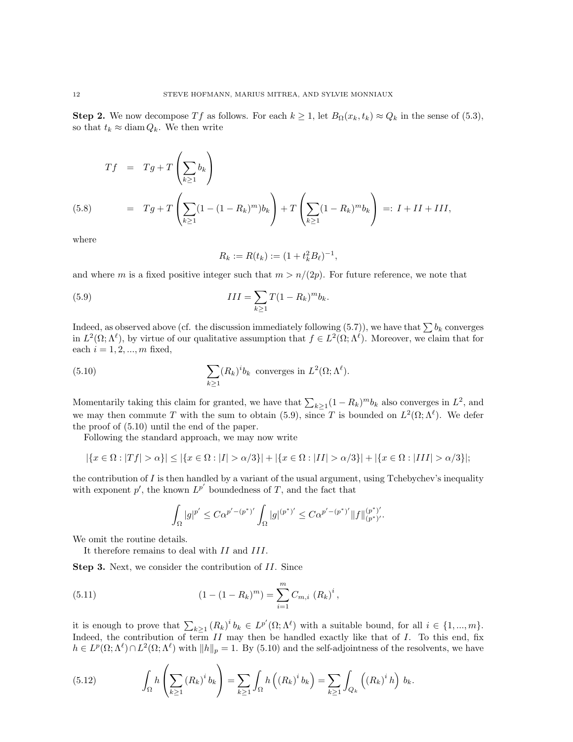**Step 2.** We now decompose $Tf$ as follows. For each $k \geq 1$, let $B_\Omega(x_k, t_k) \approx Q_k$ in the sense of (5.3), so that $t_k \approx \operatorname{diam} Q_k$. We then write

$$
\begin{aligned}
Tf &= Tg + T\left(\sum_{k\geq 1} b_k\right) \\
&= Tg + T\left(\sum_{k\geq 1}(1-(1-R_k)^m)b_k\right) + T\left(\sum_{k\geq 1}(1-R_k)^m b_k\right) =: I + II + III,
\end{aligned}
\tag{5.8}
$$

where

$$
R_k := R(t_k) := (1 + t_k^2 B_\ell)^{-1},
$$

and where $m$ is a fixed positive integer such that $m > n/(2p)$. For future reference, we note that

$$
III = \sum_{k\geq 1} T(1-R_k)^m b_k. \tag{5.9}
$$

Indeed, as observed above (cf. the discussion immediately following (5.7)), we have that $\sum b_k$ converges in $L^2(\Omega; \Lambda^\ell)$, by virtue of our qualitative assumption that $f \in L^2(\Omega; \Lambda^\ell)$. Moreover, we claim that for each $i = 1, 2, ..., m$ fixed,

$$
\sum_{k\geq 1} (R_k)^i b_k \text{ converges in } L^2(\Omega; \Lambda^\ell). \tag{5.10}
$$

Momentarily taking this claim for granted, we have that $\sum_{k\geq 1}(1-R_k)^m b_k$ also converges in $L^2$, and we may then commute $T$ with the sum to obtain (5.9), since $T$ is bounded on $L^2(\Omega; \Lambda^\ell)$. We defer the proof of (5.10) until the end of the paper.

Following the standard approach, we may now write

$$
|\{x \in \Omega : |Tf| > \alpha\}| \leq |\{x \in \Omega : |I| > \alpha/3\}| + |\{x \in \Omega : |II| > \alpha/3\}| + |\{x \in \Omega : |III| > \alpha/3\}|;
$$

the contribution of $I$ is then handled by a variant of the usual argument, using Tchebychev's inequality with exponent $p'$, the known $L^{p'}$ boundedness of $T$, and the fact that

$$
\int_\Omega |g|^{p'} \leq C\alpha^{p'-(p^*)'} \int_\Omega |g|^{(p^*)'} \leq C\alpha^{p'-(p^*)'} \|f\|_{(p^*)'}^{(p^*)'}.
$$

We omit the routine details.

It therefore remains to deal with $II$ and $III$.

**Step 3.** Next, we consider the contribution of $II$. Since

$$
(1-(1-R_k)^m) = \sum_{i=1}^{m} C_{m,i}\,(R_k)^i, \tag{5.11}
$$

it is enough to prove that $\sum_{k\geq 1} (R_k)^i b_k \in L^{p'}(\Omega; \Lambda^\ell)$ with a suitable bound, for all $i \in \{1, ..., m\}$. Indeed, the contribution of term $II$ may then be handled exactly like that of $I$. To this end, fix $h \in L^p(\Omega; \Lambda^\ell) \cap L^2(\Omega; \Lambda^\ell)$ with $\|h\|_p = 1$. By (5.10) and the self-adjointness of the resolvents, we have

$$
\int_\Omega h\left(\sum_{k\geq 1} (R_k)^i b_k\right) = \sum_{k\geq 1} \int_\Omega h\left((R_k)^i b_k\right) = \sum_{k\geq 1} \int_{Q_k} \left((R_k)^i h\right) b_k. \tag{5.12}
$$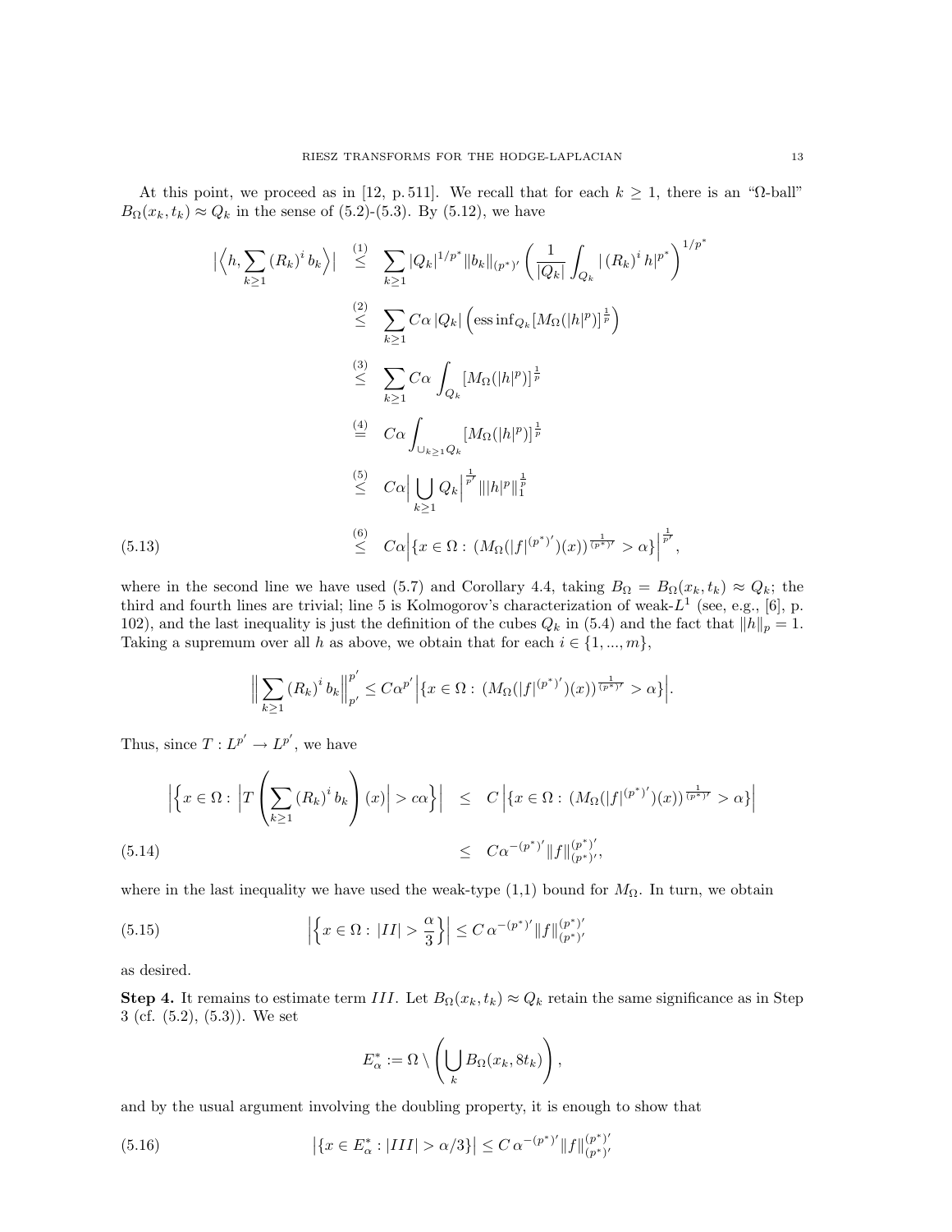At this point, we proceed as in [12, p. 511]. We recall that for each $k \geq 1$, there is an "$\Omega$-ball" $B_\Omega(x_k, t_k) \approx Q_k$ in the sense of (5.2)-(5.3). By (5.12), we have

$$
\begin{aligned}
\Big|\Big\langle h, \sum_{k\geq 1} (R_k)^i b_k \Big\rangle\Big| &\overset{(1)}{\leq} \sum_{k\geq 1} |Q_k|^{1/p^*} \|b_k\|_{(p^*)'} \left( \frac{1}{|Q_k|} \int_{Q_k} |(R_k)^i h|^{p^*} \right)^{1/p^*} \\
&\overset{(2)}{\leq} \sum_{k\geq 1} C\alpha \, |Q_k| \left( \operatorname{ess\,inf}_{Q_k} [M_\Omega(|h|^p)]^{\frac{1}{p}} \right) \\
&\overset{(3)}{\leq} \sum_{k\geq 1} C\alpha \int_{Q_k} [M_\Omega(|h|^p)]^{\frac{1}{p}} \\
&\overset{(4)}{=} C\alpha \int_{\cup_{k\geq 1} Q_k} [M_\Omega(|h|^p)]^{\frac{1}{p}} \\
&\overset{(5)}{\leq} C\alpha \Big| \bigcup_{k\geq 1} Q_k \Big|^{\frac{1}{p'}} \| |h|^p \|_1^{\frac{1}{p}} \\
&\overset{(6)}{\leq} C\alpha \Big| \{ x \in \Omega : \, (M_\Omega(|f|^{(p^*)'})(x))^{\frac{1}{(p^*)'}} > \alpha \} \Big|^{\frac{1}{p'}},
\end{aligned}
\tag{5.13}
$$

where in the second line we have used (5.7) and Corollary 4.4, taking $B_\Omega = B_\Omega(x_k, t_k) \approx Q_k$; the third and fourth lines are trivial; line 5 is Kolmogorov's characterization of weak-$L^1$ (see, e.g., [6], p. 102), and the last inequality is just the definition of the cubes $Q_k$ in (5.4) and the fact that $\|h\|_p = 1$. Taking a supremum over all $h$ as above, we obtain that for each $i \in \{1, ..., m\}$,

$$
\Big\| \sum_{k\geq 1} (R_k)^i b_k \Big\|_{p'}^{p'} \leq C\alpha^{p'} \Big| \{ x \in \Omega : \, (M_\Omega(|f|^{(p^*)'})(x))^{\frac{1}{(p^*)'}} > \alpha \} \Big|.
$$

Thus, since $T : L^{p'} \to L^{p'}$, we have

$$
\begin{aligned}
\left| \left\{ x \in \Omega : \, \left| T\left( \sum_{k\geq 1} (R_k)^i b_k \right)(x) \right| > c\alpha \right\} \right| &\leq C \left| \{ x \in \Omega : \, (M_\Omega(|f|^{(p^*)'})(x))^{\frac{1}{(p^*)'}} > \alpha \} \right| \\
&\leq C\alpha^{-(p^*)'} \|f\|_{(p^*)'}^{(p^*)'},
\end{aligned}
\tag{5.14}
$$

where in the last inequality we have used the weak-type (1,1) bound for $M_\Omega$. In turn, we obtain

$$
\left| \left\{ x \in \Omega : \, |II| > \frac{\alpha}{3} \right\} \right| \leq C\, \alpha^{-(p^*)'} \|f\|_{(p^*)'}^{(p^*)'}
\tag{5.15}
$$

as desired.

**Step 4.** It remains to estimate term $III$. Let $B_\Omega(x_k, t_k) \approx Q_k$ retain the same significance as in Step 3 (cf. (5.2), (5.3)). We set

$$
E_\alpha^* := \Omega \setminus \left( \bigcup_k B_\Omega(x_k, 8t_k) \right),
$$

and by the usual argument involving the doubling property, it is enough to show that

$$
\left| \{ x \in E_\alpha^* : |III| > \alpha/3 \} \right| \leq C\, \alpha^{-(p^*)'} \|f\|_{(p^*)'}^{(p^*)'}
\tag{5.16}
$$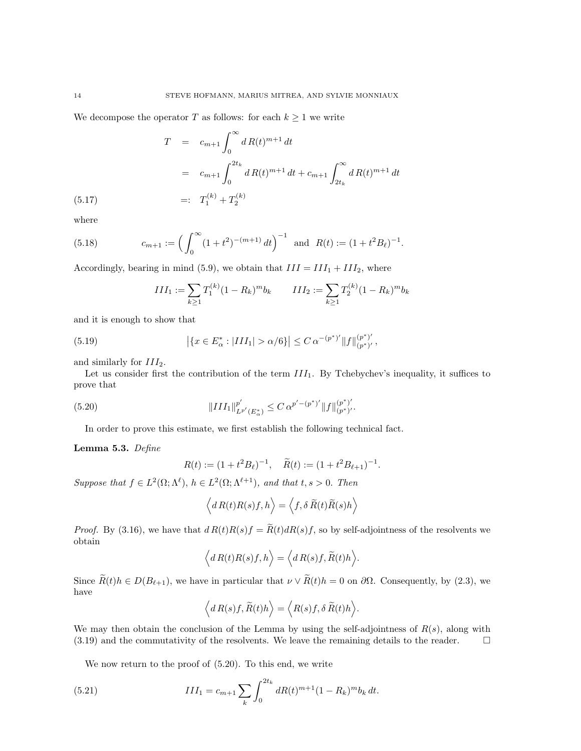We decompose the operator $T$ as follows: for each $k \geq 1$ we write

$$
\begin{aligned}
T &= c_{m+1} \int_0^\infty d\, R(t)^{m+1}\, dt \\
&= c_{m+1} \int_0^{2t_k} d\, R(t)^{m+1}\, dt + c_{m+1} \int_{2t_k}^\infty d\, R(t)^{m+1}\, dt \\
&=: T_1^{(k)} + T_2^{(k)} \qquad (5.17)
\end{aligned}
$$

where

$$
c_{m+1} := \Big( \int_0^\infty (1+t^2)^{-(m+1)}\, dt \Big)^{-1} \quad \text{and} \quad R(t) := (1 + t^2 B_\ell)^{-1}. \qquad (5.18)
$$

Accordingly, bearing in mind (5.9), we obtain that $III = III_1 + III_2$, where

$$
III_1 := \sum_{k \geq 1} T_1^{(k)} (1 - R_k)^m b_k \qquad III_2 := \sum_{k \geq 1} T_2^{(k)} (1 - R_k)^m b_k
$$

and it is enough to show that

$$
\big| \{ x \in E_\alpha^* : |III_1| > \alpha/6 \} \big| \leq C\, \alpha^{-(p^*)'} \|f\|_{(p^*)'}^{(p^*)'}, \qquad (5.19)
$$

and similarly for $III_2$.

Let us consider first the contribution of the term $III_1$. By Tchebychev's inequality, it suffices to prove that

$$
\|III_1\|_{L^{p'}(E_\alpha^*)}^{p'} \leq C\, \alpha^{p' - (p^*)'} \|f\|_{(p^*)'}^{(p^*)'}. \qquad (5.20)
$$

In order to prove this estimate, we first establish the following technical fact.

**Lemma 5.3.** *Define*

$$
R(t) := (1 + t^2 B_\ell)^{-1}, \quad \widetilde{R}(t) := (1 + t^2 B_{\ell+1})^{-1}.
$$

*Suppose that $f \in L^2(\Omega; \Lambda^\ell)$, $h \in L^2(\Omega; \Lambda^{\ell+1})$, and that $t, s > 0$. Then*

$$
\Big\langle d\, R(t) R(s) f, h \Big\rangle = \Big\langle f, \delta\, \widetilde{R}(t) \widetilde{R}(s) h \Big\rangle
$$

*Proof.* By (3.16), we have that $d\, R(t) R(s) f = \widetilde{R}(t) d R(s) f$, so by self-adjointness of the resolvents we obtain

$$
\Big\langle d\, R(t) R(s) f, h \Big\rangle = \Big\langle d\, R(s) f, \widetilde{R}(t) h \Big\rangle.
$$

Since $\widetilde{R}(t) h \in D(B_{\ell+1})$, we have in particular that $\nu \vee \widetilde{R}(t) h = 0$ on $\partial\Omega$. Consequently, by (2.3), we have

$$
\Big\langle d\, R(s) f, \widetilde{R}(t) h \Big\rangle = \Big\langle R(s) f, \delta\, \widetilde{R}(t) h \Big\rangle.
$$

We may then obtain the conclusion of the Lemma by using the self-adjointness of $R(s)$, along with (3.19) and the commutativity of the resolvents. We leave the remaining details to the reader. $\square$

We now return to the proof of (5.20). To this end, we write

$$
III_1 = c_{m+1} \sum_k \int_0^{2t_k} d R(t)^{m+1} (1 - R_k)^m b_k\, dt. \qquad (5.21)
$$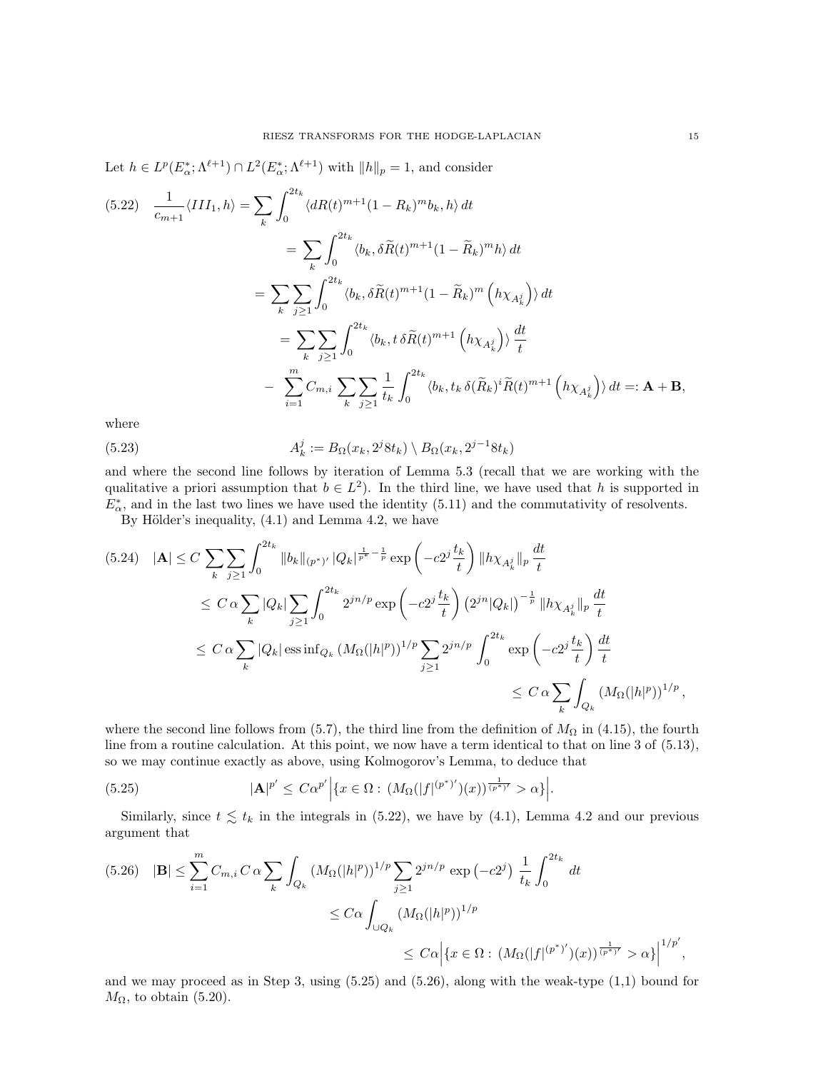Let $h \in L^p(E^*_\alpha;\Lambda^{\ell+1}) \cap L^2(E^*_\alpha;\Lambda^{\ell+1})$ with $\|h\|_p = 1$, and consider

$$
\begin{aligned}
(5.22)\quad \frac{1}{c_{m+1}}\langle III_1, h\rangle &= \sum_k \int_0^{2t_k} \langle dR(t)^{m+1}(1-R_k)^m b_k, h\rangle\, dt \\
&= \sum_k \int_0^{2t_k} \langle b_k, \delta \widetilde{R}(t)^{m+1}(1-\widetilde{R}_k)^m h\rangle\, dt \\
&= \sum_k \sum_{j\geq 1} \int_0^{2t_k} \langle b_k, \delta \widetilde{R}(t)^{m+1}(1-\widetilde{R}_k)^m \left(h\chi_{A^j_k}\right)\rangle\, dt \\
&= \sum_k \sum_{j\geq 1} \int_0^{2t_k} \langle b_k, t\,\delta \widetilde{R}(t)^{m+1} \left(h\chi_{A^j_k}\right)\rangle\, \frac{dt}{t} \\
&\quad - \sum_{i=1}^m C_{m,i} \sum_k \sum_{j\geq 1} \frac{1}{t_k}\int_0^{2t_k} \langle b_k, t_k\,\delta (\widetilde{R}_k)^i \widetilde{R}(t)^{m+1} \left(h\chi_{A^j_k}\right)\rangle\, dt =: \mathbf{A} + \mathbf{B},
\end{aligned}
$$

where

$$
(5.23)\qquad A^j_k := B_\Omega(x_k, 2^j 8t_k) \setminus B_\Omega(x_k, 2^{j-1}8t_k)
$$

and where the second line follows by iteration of Lemma 5.3 (recall that we are working with the qualitative a priori assumption that $b \in L^2$). In the third line, we have used that $h$ is supported in $E^*_\alpha$, and in the last two lines we have used the identity (5.11) and the commutativity of resolvents.

By Hölder's inequality, (4.1) and Lemma 4.2, we have

$$
\begin{aligned}
(5.24)\quad |\mathbf{A}| &\leq C \sum_k \sum_{j\geq 1} \int_0^{2t_k} \|b_k\|_{(p^*)'}\, |Q_k|^{\frac{1}{p^*}-\frac{1}{p}} \exp\left(-c2^j \frac{t_k}{t}\right) \|h\chi_{A^j_k}\|_p\, \frac{dt}{t} \\
&\leq C\,\alpha \sum_k |Q_k| \sum_{j\geq 1} \int_0^{2t_k} 2^{jn/p} \exp\left(-c2^j \frac{t_k}{t}\right) \left(2^{jn}|Q_k|\right)^{-\frac{1}{p}} \|h\chi_{A^j_k}\|_p\, \frac{dt}{t} \\
&\leq C\,\alpha \sum_k |Q_k|\, \operatorname{ess\,inf}_{Q_k} \left(M_\Omega(|h|^p)\right)^{1/p} \sum_{j\geq 1} 2^{jn/p} \int_0^{2t_k} \exp\left(-c2^j \frac{t_k}{t}\right) \frac{dt}{t} \\
&\leq C\,\alpha \sum_k \int_{Q_k} \left(M_\Omega(|h|^p)\right)^{1/p},
\end{aligned}
$$

where the second line follows from (5.7), the third line from the definition of $M_\Omega$ in (4.15), the fourth line from a routine calculation. At this point, we now have a term identical to that on line 3 of (5.13), so we may continue exactly as above, using Kolmogorov's Lemma, to deduce that

$$
(5.25)\qquad |\mathbf{A}|^{p'} \leq C\alpha^{p'} \Big|\{x \in \Omega :\, (M_\Omega(|f|^{(p^*)'})(x))^{\frac{1}{(p^*)'}} > \alpha\}\Big|.
$$

Similarly, since $t \lesssim t_k$ in the integrals in (5.22), we have by (4.1), Lemma 4.2 and our previous argument that

$$
\begin{aligned}
(5.26)\quad |\mathbf{B}| &\leq \sum_{i=1}^m C_{m,i}\, C\,\alpha \sum_k \int_{Q_k} \left(M_\Omega(|h|^p)\right)^{1/p} \sum_{j\geq 1} 2^{jn/p} \exp\left(-c2^j\right) \frac{1}{t_k}\int_0^{2t_k} dt \\
&\leq C\alpha \int_{\cup Q_k} \left(M_\Omega(|h|^p)\right)^{1/p} \\
&\leq C\alpha \Big|\{x \in \Omega :\, (M_\Omega(|f|^{(p^*)'})(x))^{\frac{1}{(p^*)'}} > \alpha\}\Big|^{1/p'},
\end{aligned}
$$

and we may proceed as in Step 3, using (5.25) and (5.26), along with the weak-type (1,1) bound for $M_\Omega$, to obtain (5.20).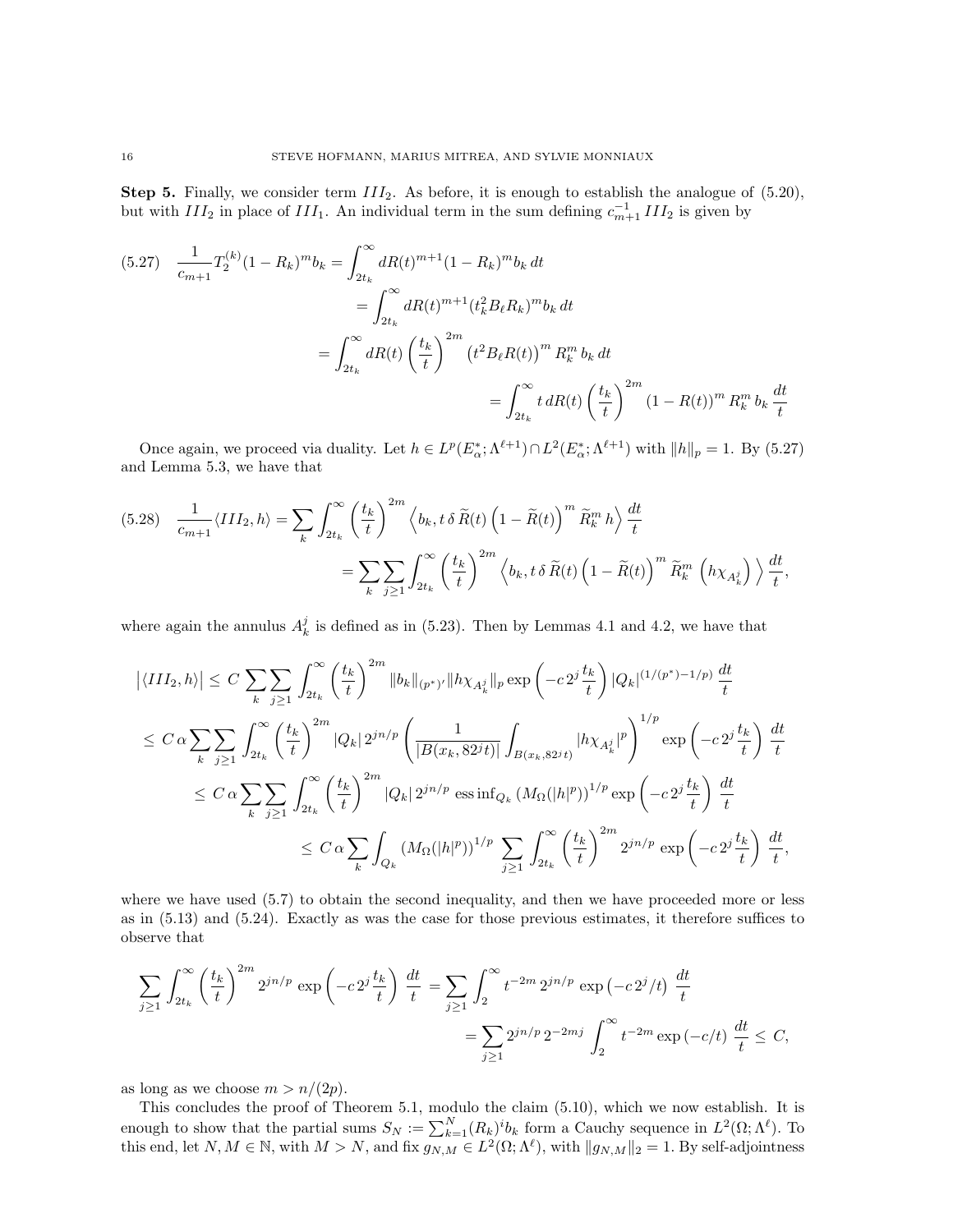**Step 5.** Finally, we consider term $III_2$. As before, it is enough to establish the analogue of (5.20), but with $III_2$ in place of $III_1$. An individual term in the sum defining $c_{m+1}^{-1} III_2$ is given by

$$
\begin{aligned}
(5.27)\quad \frac{1}{c_{m+1}} T_2^{(k)}(1-R_k)^m b_k &= \int_{2t_k}^{\infty} dR(t)^{m+1}(1-R_k)^m b_k \, dt \\
&= \int_{2t_k}^{\infty} dR(t)^{m+1}(t_k^2 B_\ell R_k)^m b_k \, dt \\
&= \int_{2t_k}^{\infty} dR(t) \left(\frac{t_k}{t}\right)^{2m} \left(t^2 B_\ell R(t)\right)^m R_k^m \, b_k \, dt \\
&= \int_{2t_k}^{\infty} t \, dR(t) \left(\frac{t_k}{t}\right)^{2m} (1-R(t))^m R_k^m \, b_k \, \frac{dt}{t}
\end{aligned}
$$

Once again, we proceed via duality. Let $h \in L^p(E_\alpha^*; \Lambda^{\ell+1}) \cap L^2(E_\alpha^*; \Lambda^{\ell+1})$ with $\|h\|_p = 1$. By (5.27) and Lemma 5.3, we have that

$$
\begin{aligned}
(5.28)\quad \frac{1}{c_{m+1}} \langle III_2, h\rangle &= \sum_k \int_{2t_k}^{\infty} \left(\frac{t_k}{t}\right)^{2m} \left\langle b_k, t\,\delta\, \widetilde{R}(t) \left(1-\widetilde{R}(t)\right)^m \widetilde{R}_k^m \, h \right\rangle \frac{dt}{t} \\
&= \sum_k \sum_{j\geq 1} \int_{2t_k}^{\infty} \left(\frac{t_k}{t}\right)^{2m} \left\langle b_k, t\,\delta\, \widetilde{R}(t) \left(1-\widetilde{R}(t)\right)^m \widetilde{R}_k^m \left(h\chi_{A_k^j}\right) \right\rangle \frac{dt}{t},
\end{aligned}
$$

where again the annulus $A_k^j$ is defined as in (5.23). Then by Lemmas 4.1 and 4.2, we have that

$$
\begin{aligned}
\left|\langle III_2, h\rangle\right| &\leq C \sum_k \sum_{j\geq 1} \int_{2t_k}^{\infty} \left(\frac{t_k}{t}\right)^{2m} \|b_k\|_{(p^*)'} \|h\chi_{A_k^j}\|_p \exp\left(-c\, 2^j \frac{t_k}{t}\right) |Q_k|^{(1/(p^*)-1/p)} \, \frac{dt}{t} \\
&\leq C\,\alpha \sum_k \sum_{j\geq 1} \int_{2t_k}^{\infty} \left(\frac{t_k}{t}\right)^{2m} |Q_k|\, 2^{jn/p} \left(\frac{1}{|B(x_k, 82^j t)|} \int_{B(x_k,82^j t)} |h\chi_{A_k^j}|^p \right)^{1/p} \exp\left(-c\, 2^j \frac{t_k}{t}\right) \frac{dt}{t} \\
&\leq C\,\alpha \sum_k \sum_{j\geq 1} \int_{2t_k}^{\infty} \left(\frac{t_k}{t}\right)^{2m} |Q_k|\, 2^{jn/p} \, \mathrm{ess\,inf}_{Q_k} \left(M_\Omega(|h|^p)\right)^{1/p} \exp\left(-c\, 2^j \frac{t_k}{t}\right) \frac{dt}{t} \\
&\leq C\,\alpha \sum_k \int_{Q_k} \left(M_\Omega(|h|^p)\right)^{1/p} \sum_{j\geq 1} \int_{2t_k}^{\infty} \left(\frac{t_k}{t}\right)^{2m} 2^{jn/p} \exp\left(-c\, 2^j \frac{t_k}{t}\right) \frac{dt}{t},
\end{aligned}
$$

where we have used (5.7) to obtain the second inequality, and then we have proceeded more or less as in (5.13) and (5.24). Exactly as was the case for those previous estimates, it therefore suffices to observe that

$$
\begin{aligned}
\sum_{j\geq 1} \int_{2t_k}^{\infty} \left(\frac{t_k}{t}\right)^{2m} 2^{jn/p} \exp\left(-c\, 2^j \frac{t_k}{t}\right) \frac{dt}{t} &= \sum_{j\geq 1} \int_{2}^{\infty} t^{-2m}\, 2^{jn/p} \exp\left(-c\, 2^j/t\right) \frac{dt}{t} \\
&= \sum_{j\geq 1} 2^{jn/p}\, 2^{-2mj} \int_2^{\infty} t^{-2m} \exp\left(-c/t\right) \frac{dt}{t} \leq C,
\end{aligned}
$$

as long as we choose $m > n/(2p)$.

This concludes the proof of Theorem 5.1, modulo the claim (5.10), which we now establish. It is enough to show that the partial sums $S_N := \sum_{k=1}^N (R_k)^i b_k$ form a Cauchy sequence in $L^2(\Omega; \Lambda^\ell)$. To this end, let $N, M \in \mathbb{N}$, with $M > N$, and fix $g_{N,M} \in L^2(\Omega; \Lambda^\ell)$, with $\|g_{N,M}\|_2 = 1$. By self-adjointness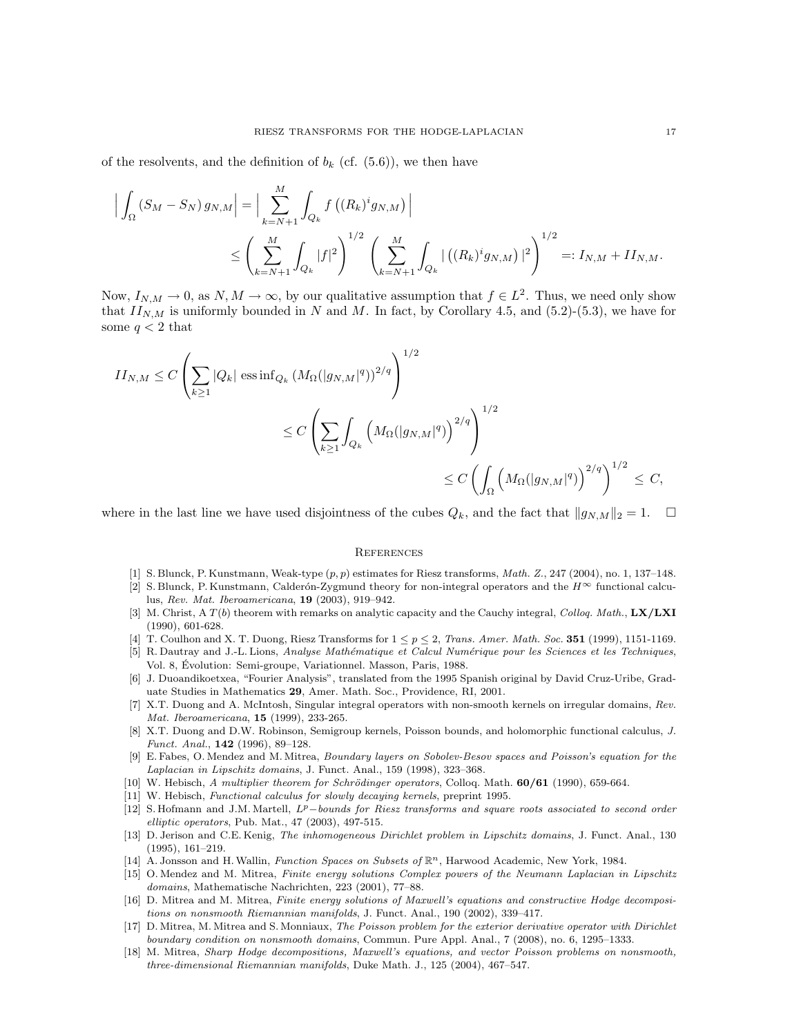of the resolvents, and the definition of $b_k$ (cf. (5.6)), we then have

$$\Big| \int_\Omega (S_M - S_N)\, g_{N,M} \Big| = \Big| \sum_{k=N+1}^{M} \int_{Q_k} f\left((R_k)^i g_{N,M}\right) \Big|$$

$$\leq \left( \sum_{k=N+1}^{M} \int_{Q_k} |f|^2 \right)^{1/2} \left( \sum_{k=N+1}^{M} \int_{Q_k} | \left((R_k)^i g_{N,M}\right)|^2 \right)^{1/2} =: I_{N,M} + II_{N,M}.$$

Now, $I_{N,M} \to 0$, as $N, M \to \infty$, by our qualitative assumption that $f \in L^2$. Thus, we need only show that $II_{N,M}$ is uniformly bounded in $N$ and $M$. In fact, by Corollary 4.5, and (5.2)-(5.3), we have for some $q < 2$ that

$$II_{N,M} \leq C \left( \sum_{k \geq 1} |Q_k| \ \operatorname{ess\,inf}_{Q_k} \left(M_\Omega(|g_{N,M}|^q)\right)^{2/q} \right)^{1/2}$$

$$\leq C \left( \sum_{k \geq 1} \int_{Q_k} \Big( M_\Omega(|g_{N,M}|^q)\Big)^{2/q} \right)^{1/2}$$

$$\leq C \left( \int_\Omega \Big( M_\Omega(|g_{N,M}|^q)\Big)^{2/q} \right)^{1/2} \leq C,$$

where in the last line we have used disjointness of the cubes $Q_k$, and the fact that $\|g_{N,M}\|_2 = 1$. $\square$

## References

[1] S. Blunck, P. Kunstmann, Weak-type $(p,p)$ estimates for Riesz transforms, *Math. Z.*, 247 (2004), no. 1, 137–148.

[2] S. Blunck, P. Kunstmann, Calderón-Zygmund theory for non-integral operators and the $H^\infty$ functional calculus, *Rev. Mat. Iberoamericana*, **19** (2003), 919–942.

[3] M. Christ, A $T(b)$ theorem with remarks on analytic capacity and the Cauchy integral, *Colloq. Math.*, **LX/LXI** (1990), 601-628.

[4] T. Coulhon and X. T. Duong, Riesz Transforms for $1 \leq p \leq 2$, *Trans. Amer. Math. Soc.* **351** (1999), 1151-1169.

[5] R. Dautray and J.-L. Lions, *Analyse Mathématique et Calcul Numérique pour les Sciences et les Techniques*, Vol. 8, Évolution: Semi-groupe, Variationnel. Masson, Paris, 1988.

[6] J. Duoandikoetxea, "Fourier Analysis", translated from the 1995 Spanish original by David Cruz-Uribe, Graduate Studies in Mathematics **29**, Amer. Math. Soc., Providence, RI, 2001.

[7] X.T. Duong and A. McIntosh, Singular integral operators with non-smooth kernels on irregular domains, *Rev. Mat. Iberoamericana*, **15** (1999), 233-265.

[8] X.T. Duong and D.W. Robinson, Semigroup kernels, Poisson bounds, and holomorphic functional calculus, *J. Funct. Anal.*, **142** (1996), 89–128.

[9] E. Fabes, O. Mendez and M. Mitrea, *Boundary layers on Sobolev-Besov spaces and Poisson's equation for the Laplacian in Lipschitz domains*, J. Funct. Anal., 159 (1998), 323–368.

[10] W. Hebisch, *A multiplier theorem for Schrödinger operators*, Colloq. Math. **60/61** (1990), 659-664.

[11] W. Hebisch, *Functional calculus for slowly decaying kernels*, preprint 1995.

[12] S. Hofmann and J.M. Martell, *$L^p-$bounds for Riesz transforms and square roots associated to second order elliptic operators*, Pub. Mat., 47 (2003), 497-515.

[13] D. Jerison and C.E. Kenig, *The inhomogeneous Dirichlet problem in Lipschitz domains*, J. Funct. Anal., 130 (1995), 161–219.

[14] A. Jonsson and H. Wallin, *Function Spaces on Subsets of $\mathbb{R}^n$*, Harwood Academic, New York, 1984.

[15] O. Mendez and M. Mitrea, *Finite energy solutions Complex powers of the Neumann Laplacian in Lipschitz domains*, Mathematische Nachrichten, 223 (2001), 77–88.

[16] D. Mitrea and M. Mitrea, *Finite energy solutions of Maxwell's equations and constructive Hodge decompositions on nonsmooth Riemannian manifolds*, J. Funct. Anal., 190 (2002), 339–417.

[17] D. Mitrea, M. Mitrea and S. Monniaux, *The Poisson problem for the exterior derivative operator with Dirichlet boundary condition on nonsmooth domains*, Commun. Pure Appl. Anal., 7 (2008), no. 6, 1295–1333.

[18] M. Mitrea, *Sharp Hodge decompositions, Maxwell's equations, and vector Poisson problems on nonsmooth, three-dimensional Riemannian manifolds*, Duke Math. J., 125 (2004), 467–547.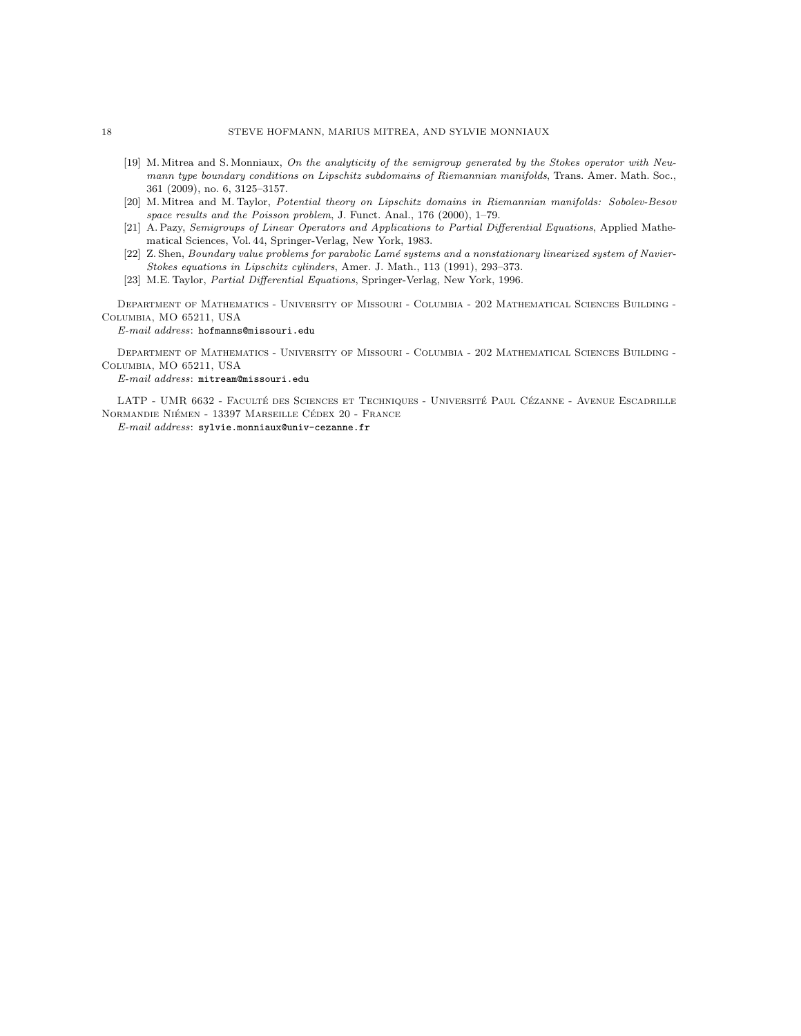[19] M. Mitrea and S. Monniaux, *On the analyticity of the semigroup generated by the Stokes operator with Neumann type boundary conditions on Lipschitz subdomains of Riemannian manifolds*, Trans. Amer. Math. Soc., 361 (2009), no. 6, 3125–3157.

[20] M. Mitrea and M. Taylor, *Potential theory on Lipschitz domains in Riemannian manifolds: Sobolev-Besov space results and the Poisson problem*, J. Funct. Anal., 176 (2000), 1–79.

[21] A. Pazy, *Semigroups of Linear Operators and Applications to Partial Differential Equations*, Applied Mathematical Sciences, Vol. 44, Springer-Verlag, New York, 1983.

[22] Z. Shen, *Boundary value problems for parabolic Lamé systems and a nonstationary linearized system of Navier-Stokes equations in Lipschitz cylinders*, Amer. J. Math., 113 (1991), 293–373.

[23] M.E. Taylor, *Partial Differential Equations*, Springer-Verlag, New York, 1996.

Department of Mathematics - University of Missouri - Columbia - 202 Mathematical Sciences Building - Columbia, MO 65211, USA

*E-mail address*: hofmanns@missouri.edu

Department of Mathematics - University of Missouri - Columbia - 202 Mathematical Sciences Building - Columbia, MO 65211, USA

*E-mail address*: mitream@missouri.edu

LATP - UMR 6632 - Faculté des Sciences et Techniques - Université Paul Cézanne - Avenue Escadrille Normandie Niémen - 13397 Marseille Cédex 20 - France

*E-mail address*: sylvie.monniaux@univ-cezanne.fr